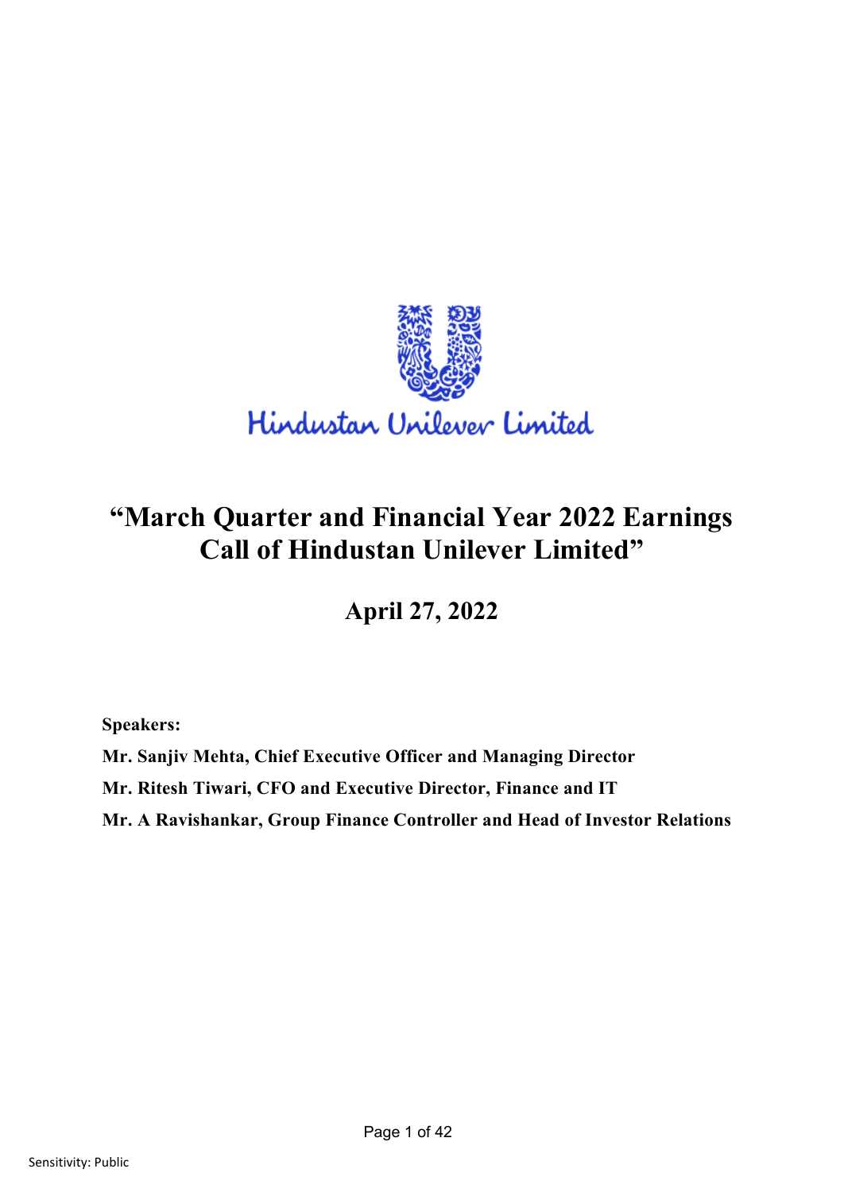Hindustan Unilever Limited

# "March Quarter and Financial Year 2022 Earnings Call of Hindustan Unilever Limited"

## April 27, 2022

**Speakers:**

**Mr. Sanjiv Mehta, Chief Executive Officer and Managing Director**

**Mr. Ritesh Tiwari, CFO and Executive Director, Finance and IT**

**Mr. A Ravishankar, Group Finance Controller and Head of Investor Relations**

Sensitivity: Public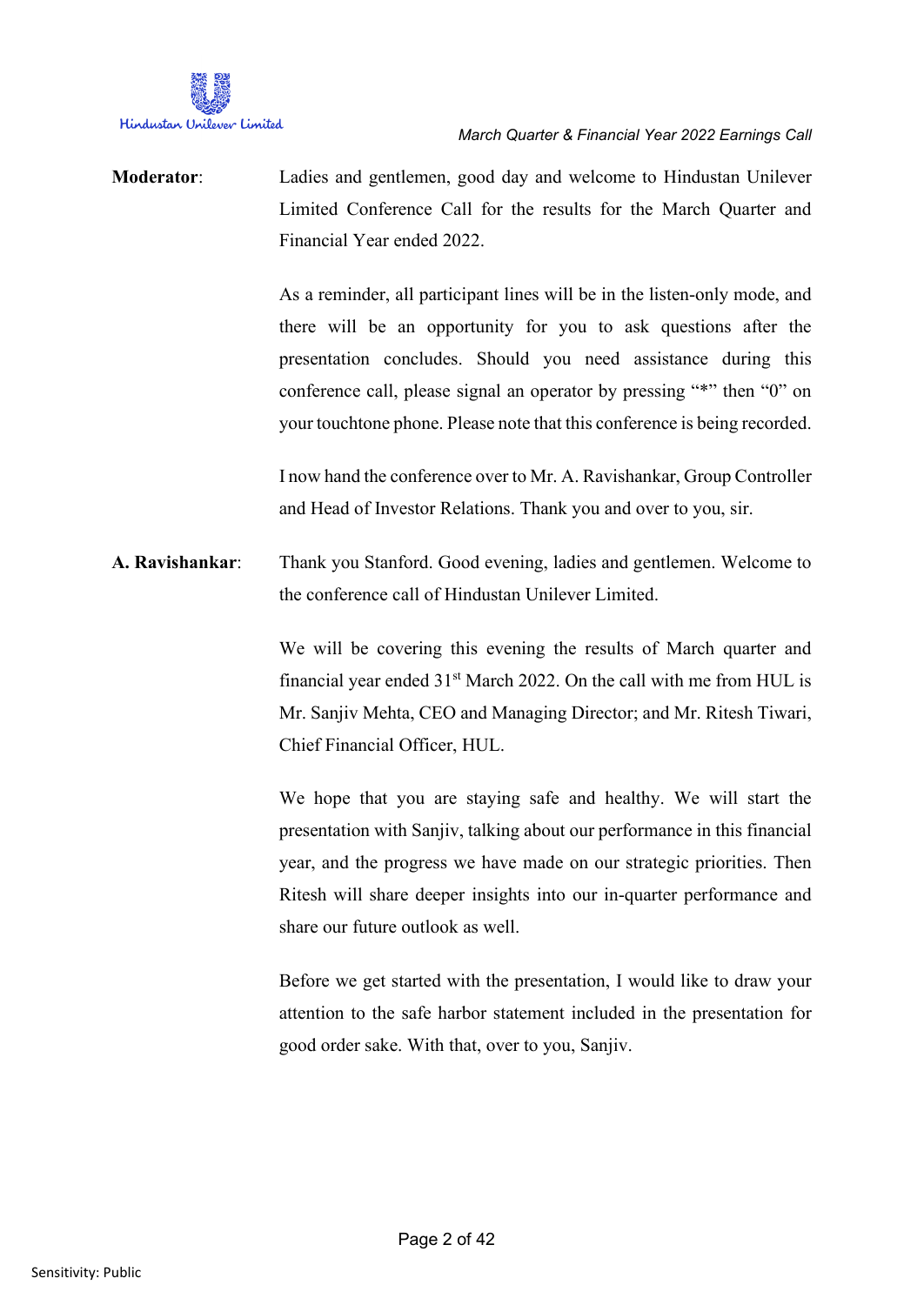**Moderator**: Ladies and gentlemen, good day and welcome to Hindustan Unilever Limited Conference Call for the results for the March Quarter and Financial Year ended 2022.

As a reminder, all participant lines will be in the listen-only mode, and there will be an opportunity for you to ask questions after the presentation concludes. Should you need assistance during this conference call, please signal an operator by pressing "*" then "0" on your touchtone phone. Please note that this conference is being recorded.

I now hand the conference over to Mr. A. Ravishankar, Group Controller and Head of Investor Relations. Thank you and over to you, sir.

**A. Ravishankar**: Thank you Stanford. Good evening, ladies and gentlemen. Welcome to the conference call of Hindustan Unilever Limited.

We will be covering this evening the results of March quarter and financial year ended 31st March 2022. On the call with me from HUL is Mr. Sanjiv Mehta, CEO and Managing Director; and Mr. Ritesh Tiwari, Chief Financial Officer, HUL.

We hope that you are staying safe and healthy. We will start the presentation with Sanjiv, talking about our performance in this financial year, and the progress we have made on our strategic priorities. Then Ritesh will share deeper insights into our in-quarter performance and share our future outlook as well.

Before we get started with the presentation, I would like to draw your attention to the safe harbor statement included in the presentation for good order sake. With that, over to you, Sanjiv.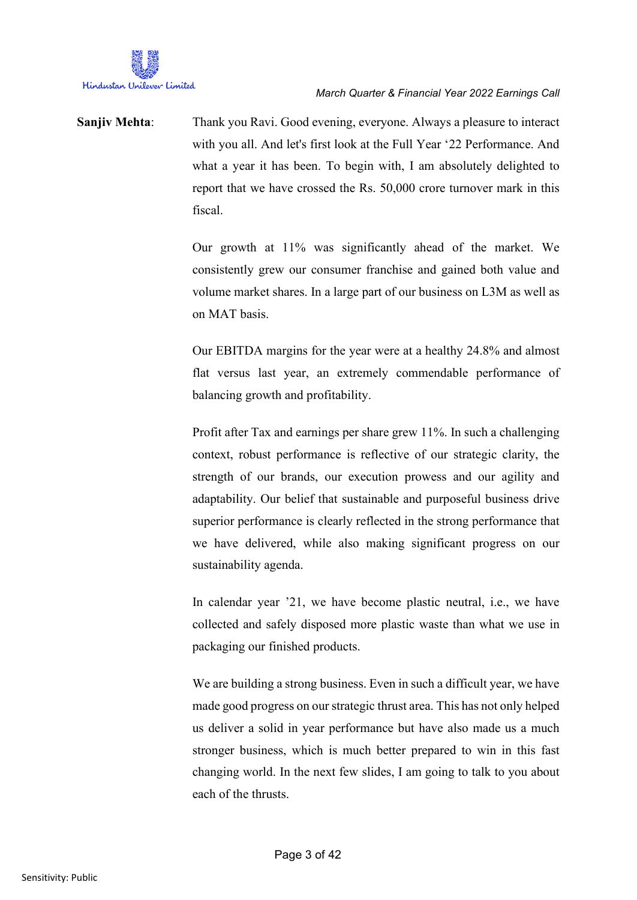**Sanjiv Mehta**: Thank you Ravi. Good evening, everyone. Always a pleasure to interact with you all. And let's first look at the Full Year '22 Performance. And what a year it has been. To begin with, I am absolutely delighted to report that we have crossed the Rs. 50,000 crore turnover mark in this fiscal.

Our growth at 11% was significantly ahead of the market. We consistently grew our consumer franchise and gained both value and volume market shares. In a large part of our business on L3M as well as on MAT basis.

Our EBITDA margins for the year were at a healthy 24.8% and almost flat versus last year, an extremely commendable performance of balancing growth and profitability.

Profit after Tax and earnings per share grew 11%. In such a challenging context, robust performance is reflective of our strategic clarity, the strength of our brands, our execution prowess and our agility and adaptability. Our belief that sustainable and purposeful business drive superior performance is clearly reflected in the strong performance that we have delivered, while also making significant progress on our sustainability agenda.

In calendar year '21, we have become plastic neutral, i.e., we have collected and safely disposed more plastic waste than what we use in packaging our finished products.

We are building a strong business. Even in such a difficult year, we have made good progress on our strategic thrust area. This has not only helped us deliver a solid in year performance but have also made us a much stronger business, which is much better prepared to win in this fast changing world. In the next few slides, I am going to talk to you about each of the thrusts.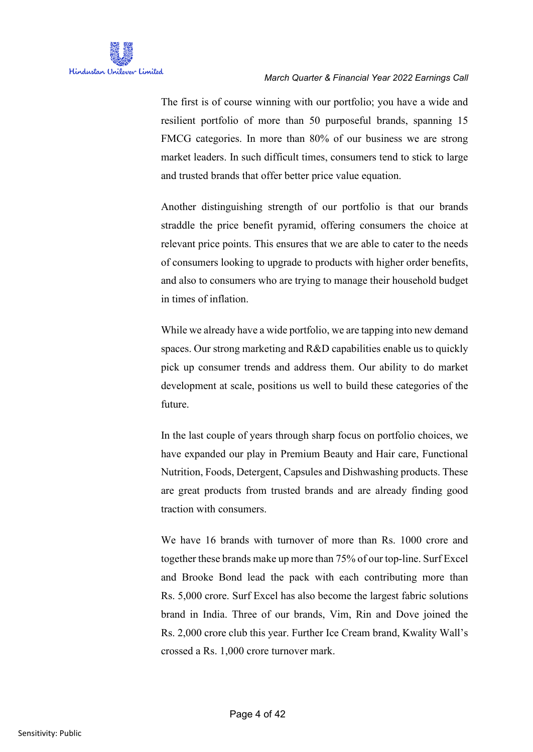The first is of course winning with our portfolio; you have a wide and resilient portfolio of more than 50 purposeful brands, spanning 15 FMCG categories. In more than 80% of our business we are strong market leaders. In such difficult times, consumers tend to stick to large and trusted brands that offer better price value equation.

Another distinguishing strength of our portfolio is that our brands straddle the price benefit pyramid, offering consumers the choice at relevant price points. This ensures that we are able to cater to the needs of consumers looking to upgrade to products with higher order benefits, and also to consumers who are trying to manage their household budget in times of inflation.

While we already have a wide portfolio, we are tapping into new demand spaces. Our strong marketing and R&D capabilities enable us to quickly pick up consumer trends and address them. Our ability to do market development at scale, positions us well to build these categories of the future.

In the last couple of years through sharp focus on portfolio choices, we have expanded our play in Premium Beauty and Hair care, Functional Nutrition, Foods, Detergent, Capsules and Dishwashing products. These are great products from trusted brands and are already finding good traction with consumers.

We have 16 brands with turnover of more than Rs. 1000 crore and together these brands make up more than 75% of our top-line. Surf Excel and Brooke Bond lead the pack with each contributing more than Rs. 5,000 crore. Surf Excel has also become the largest fabric solutions brand in India. Three of our brands, Vim, Rin and Dove joined the Rs. 2,000 crore club this year. Further Ice Cream brand, Kwality Wall's crossed a Rs. 1,000 crore turnover mark.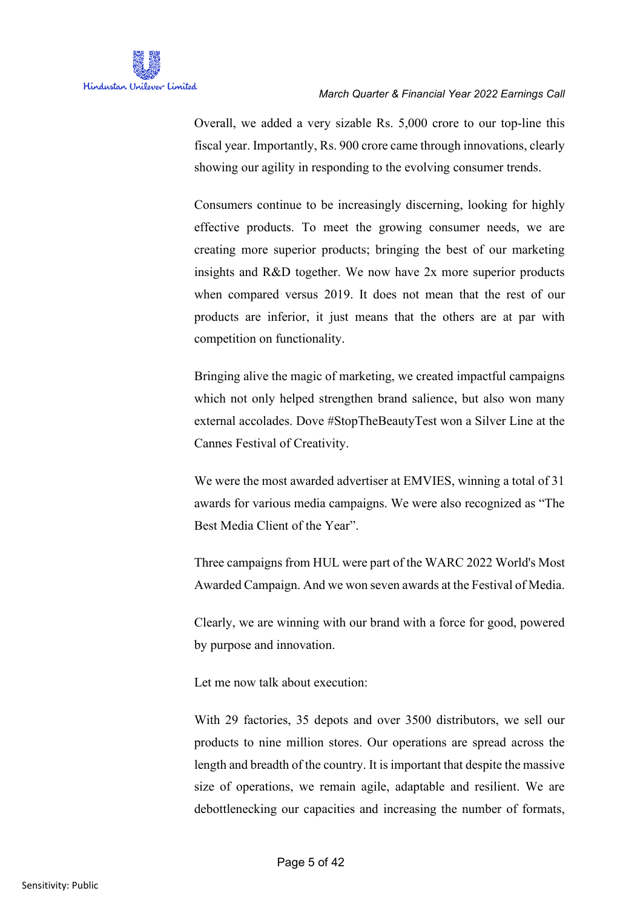Overall, we added a very sizable Rs. 5,000 crore to our top-line this fiscal year. Importantly, Rs. 900 crore came through innovations, clearly showing our agility in responding to the evolving consumer trends.

Consumers continue to be increasingly discerning, looking for highly effective products. To meet the growing consumer needs, we are creating more superior products; bringing the best of our marketing insights and R&D together. We now have 2x more superior products when compared versus 2019. It does not mean that the rest of our products are inferior, it just means that the others are at par with competition on functionality.

Bringing alive the magic of marketing, we created impactful campaigns which not only helped strengthen brand salience, but also won many external accolades. Dove #StopTheBeautyTest won a Silver Line at the Cannes Festival of Creativity.

We were the most awarded advertiser at EMVIES, winning a total of 31 awards for various media campaigns. We were also recognized as "The Best Media Client of the Year".

Three campaigns from HUL were part of the WARC 2022 World's Most Awarded Campaign. And we won seven awards at the Festival of Media.

Clearly, we are winning with our brand with a force for good, powered by purpose and innovation.

Let me now talk about execution:

With 29 factories, 35 depots and over 3500 distributors, we sell our products to nine million stores. Our operations are spread across the length and breadth of the country. It is important that despite the massive size of operations, we remain agile, adaptable and resilient. We are debottlenecking our capacities and increasing the number of formats,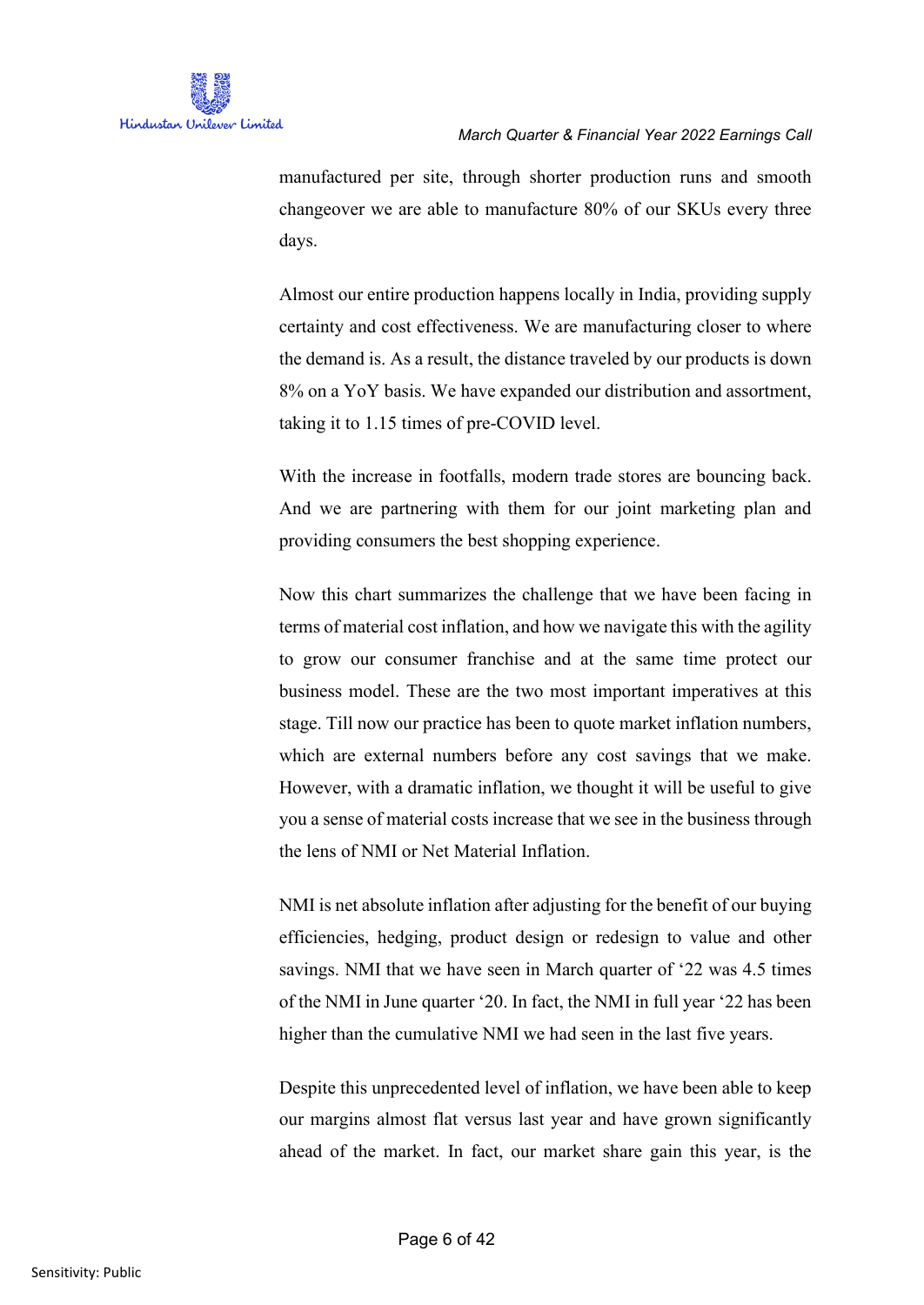manufactured per site, through shorter production runs and smooth changeover we are able to manufacture 80% of our SKUs every three days.

Almost our entire production happens locally in India, providing supply certainty and cost effectiveness. We are manufacturing closer to where the demand is. As a result, the distance traveled by our products is down 8% on a YoY basis. We have expanded our distribution and assortment, taking it to 1.15 times of pre-COVID level.

With the increase in footfalls, modern trade stores are bouncing back. And we are partnering with them for our joint marketing plan and providing consumers the best shopping experience.

Now this chart summarizes the challenge that we have been facing in terms of material cost inflation, and how we navigate this with the agility to grow our consumer franchise and at the same time protect our business model. These are the two most important imperatives at this stage. Till now our practice has been to quote market inflation numbers, which are external numbers before any cost savings that we make. However, with a dramatic inflation, we thought it will be useful to give you a sense of material costs increase that we see in the business through the lens of NMI or Net Material Inflation.

NMI is net absolute inflation after adjusting for the benefit of our buying efficiencies, hedging, product design or redesign to value and other savings. NMI that we have seen in March quarter of '22 was 4.5 times of the NMI in June quarter '20. In fact, the NMI in full year '22 has been higher than the cumulative NMI we had seen in the last five years.

Despite this unprecedented level of inflation, we have been able to keep our margins almost flat versus last year and have grown significantly ahead of the market. In fact, our market share gain this year, is the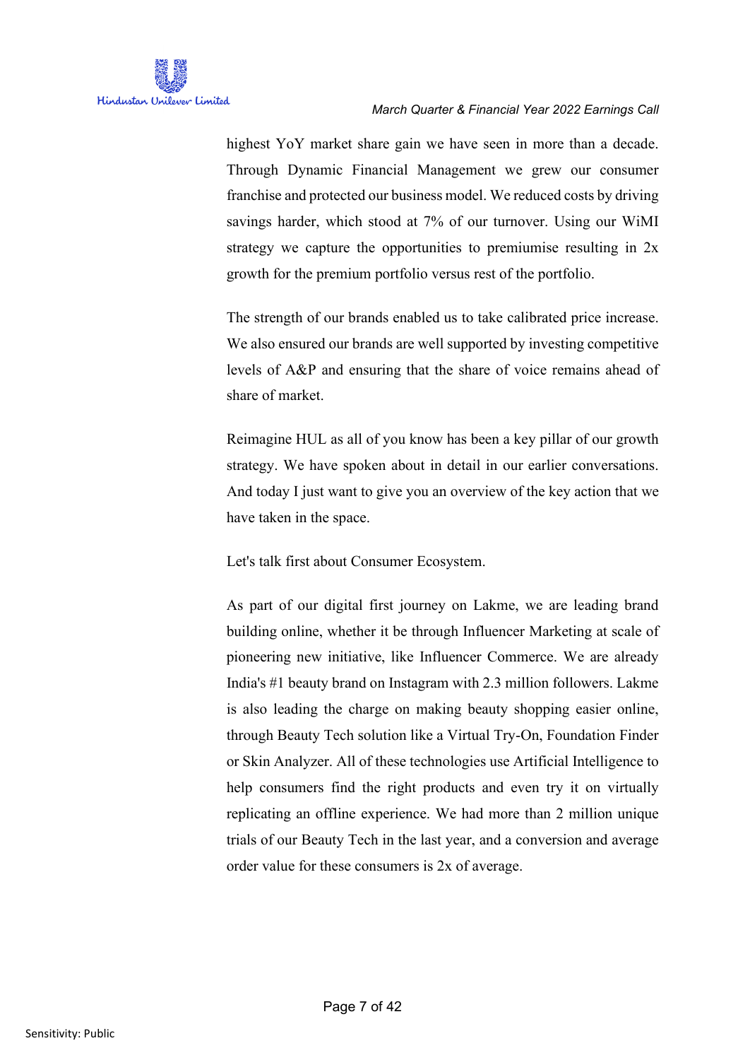highest YoY market share gain we have seen in more than a decade. Through Dynamic Financial Management we grew our consumer franchise and protected our business model. We reduced costs by driving savings harder, which stood at 7% of our turnover. Using our WiMI strategy we capture the opportunities to premiumise resulting in 2x growth for the premium portfolio versus rest of the portfolio.

The strength of our brands enabled us to take calibrated price increase. We also ensured our brands are well supported by investing competitive levels of A&P and ensuring that the share of voice remains ahead of share of market.

Reimagine HUL as all of you know has been a key pillar of our growth strategy. We have spoken about in detail in our earlier conversations. And today I just want to give you an overview of the key action that we have taken in the space.

Let's talk first about Consumer Ecosystem.

As part of our digital first journey on Lakme, we are leading brand building online, whether it be through Influencer Marketing at scale of pioneering new initiative, like Influencer Commerce. We are already India's #1 beauty brand on Instagram with 2.3 million followers. Lakme is also leading the charge on making beauty shopping easier online, through Beauty Tech solution like a Virtual Try-On, Foundation Finder or Skin Analyzer. All of these technologies use Artificial Intelligence to help consumers find the right products and even try it on virtually replicating an offline experience. We had more than 2 million unique trials of our Beauty Tech in the last year, and a conversion and average order value for these consumers is 2x of average.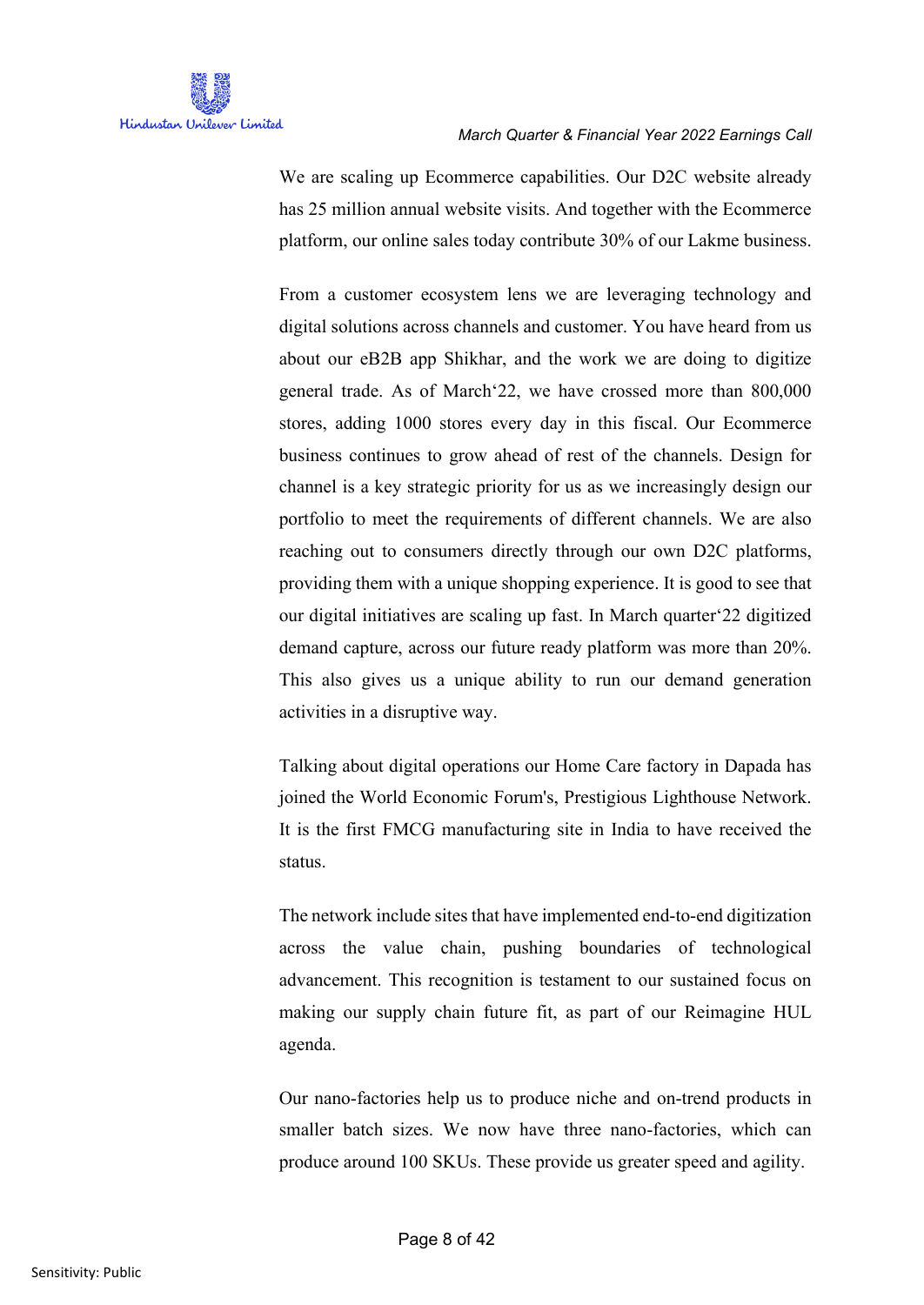We are scaling up Ecommerce capabilities. Our D2C website already has 25 million annual website visits. And together with the Ecommerce platform, our online sales today contribute 30% of our Lakme business.

From a customer ecosystem lens we are leveraging technology and digital solutions across channels and customer. You have heard from us about our eB2B app Shikhar, and the work we are doing to digitize general trade. As of March'22, we have crossed more than 800,000 stores, adding 1000 stores every day in this fiscal. Our Ecommerce business continues to grow ahead of rest of the channels. Design for channel is a key strategic priority for us as we increasingly design our portfolio to meet the requirements of different channels. We are also reaching out to consumers directly through our own D2C platforms, providing them with a unique shopping experience. It is good to see that our digital initiatives are scaling up fast. In March quarter'22 digitized demand capture, across our future ready platform was more than 20%. This also gives us a unique ability to run our demand generation activities in a disruptive way.

Talking about digital operations our Home Care factory in Dapada has joined the World Economic Forum's, Prestigious Lighthouse Network. It is the first FMCG manufacturing site in India to have received the status.

The network include sites that have implemented end-to-end digitization across the value chain, pushing boundaries of technological advancement. This recognition is testament to our sustained focus on making our supply chain future fit, as part of our Reimagine HUL agenda.

Our nano-factories help us to produce niche and on-trend products in smaller batch sizes. We now have three nano-factories, which can produce around 100 SKUs. These provide us greater speed and agility.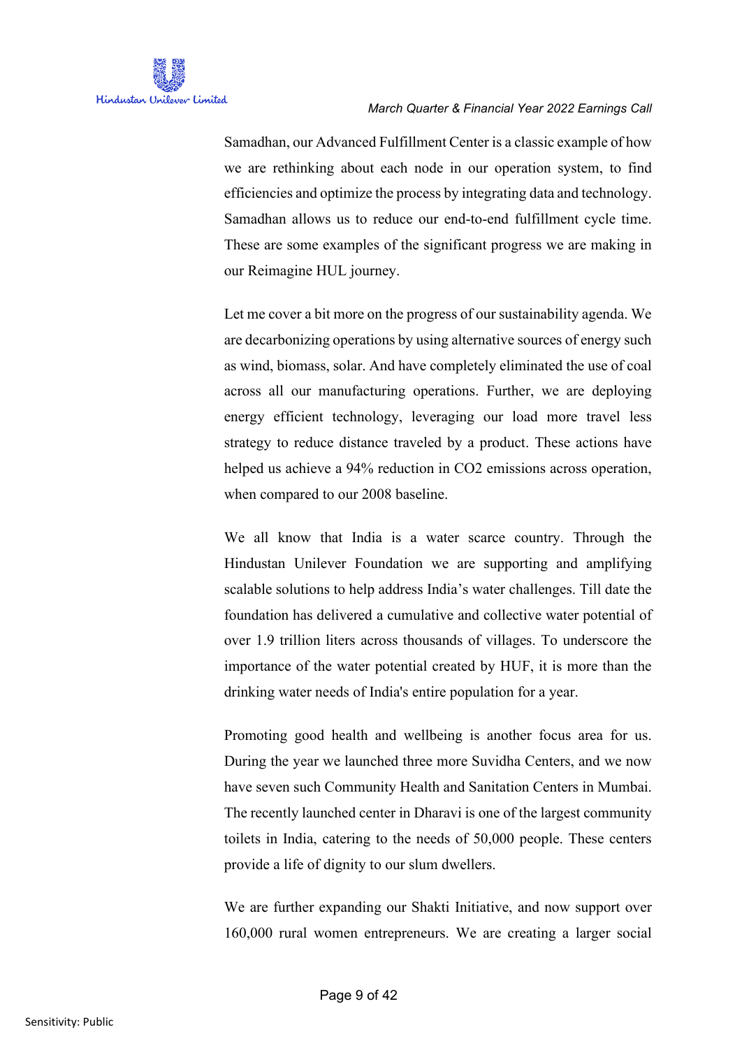Samadhan, our Advanced Fulfillment Center is a classic example of how we are rethinking about each node in our operation system, to find efficiencies and optimize the process by integrating data and technology. Samadhan allows us to reduce our end-to-end fulfillment cycle time. These are some examples of the significant progress we are making in our Reimagine HUL journey.

Let me cover a bit more on the progress of our sustainability agenda. We are decarbonizing operations by using alternative sources of energy such as wind, biomass, solar. And have completely eliminated the use of coal across all our manufacturing operations. Further, we are deploying energy efficient technology, leveraging our load more travel less strategy to reduce distance traveled by a product. These actions have helped us achieve a 94% reduction in $CO_2$ emissions across operation, when compared to our 2008 baseline.

We all know that India is a water scarce country. Through the Hindustan Unilever Foundation we are supporting and amplifying scalable solutions to help address India's water challenges. Till date the foundation has delivered a cumulative and collective water potential of over 1.9 trillion liters across thousands of villages. To underscore the importance of the water potential created by HUF, it is more than the drinking water needs of India's entire population for a year.

Promoting good health and wellbeing is another focus area for us. During the year we launched three more Suvidha Centers, and we now have seven such Community Health and Sanitation Centers in Mumbai. The recently launched center in Dharavi is one of the largest community toilets in India, catering to the needs of 50,000 people. These centers provide a life of dignity to our slum dwellers.

We are further expanding our Shakti Initiative, and now support over 160,000 rural women entrepreneurs. We are creating a larger social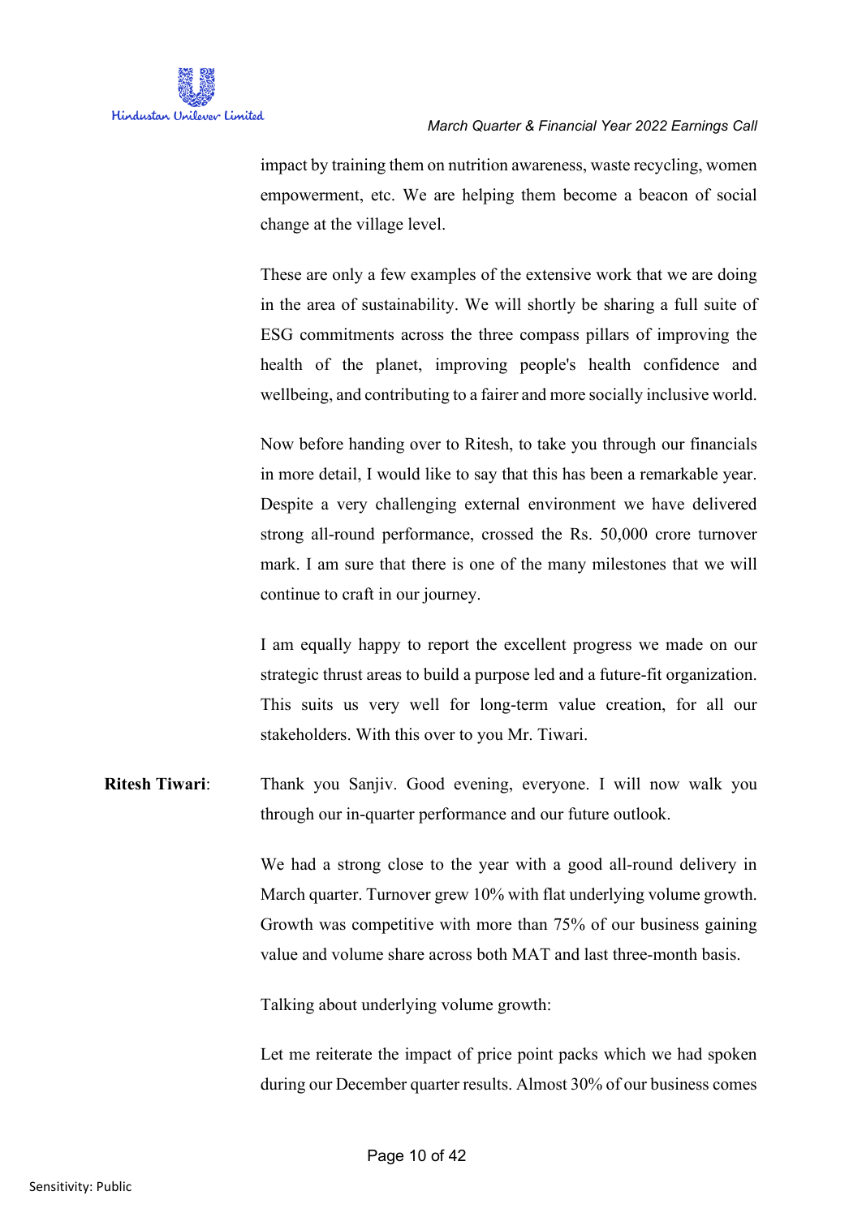impact by training them on nutrition awareness, waste recycling, women empowerment, etc. We are helping them become a beacon of social change at the village level.

These are only a few examples of the extensive work that we are doing in the area of sustainability. We will shortly be sharing a full suite of ESG commitments across the three compass pillars of improving the health of the planet, improving people's health confidence and wellbeing, and contributing to a fairer and more socially inclusive world.

Now before handing over to Ritesh, to take you through our financials in more detail, I would like to say that this has been a remarkable year. Despite a very challenging external environment we have delivered strong all-round performance, crossed the Rs. 50,000 crore turnover mark. I am sure that there is one of the many milestones that we will continue to craft in our journey.

I am equally happy to report the excellent progress we made on our strategic thrust areas to build a purpose led and a future-fit organization. This suits us very well for long-term value creation, for all our stakeholders. With this over to you Mr. Tiwari.

**Ritesh Tiwari**: Thank you Sanjiv. Good evening, everyone. I will now walk you through our in-quarter performance and our future outlook.

We had a strong close to the year with a good all-round delivery in March quarter. Turnover grew 10% with flat underlying volume growth. Growth was competitive with more than 75% of our business gaining value and volume share across both MAT and last three-month basis.

Talking about underlying volume growth:

Let me reiterate the impact of price point packs which we had spoken during our December quarter results. Almost 30% of our business comes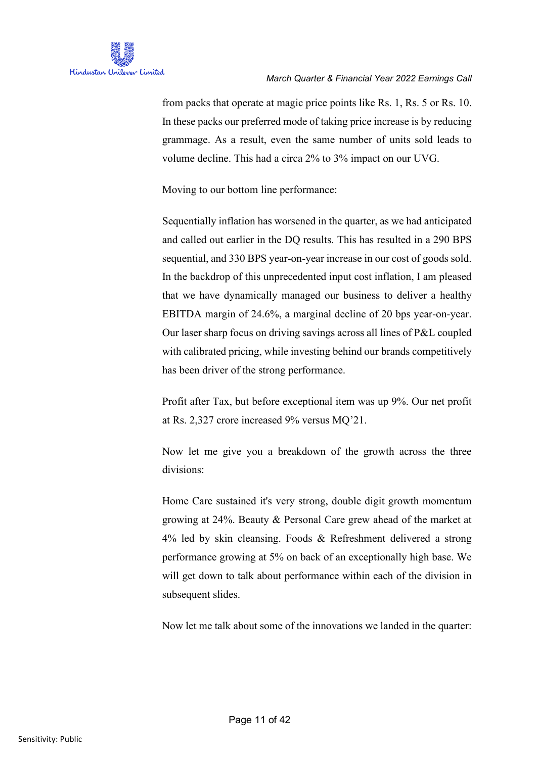from packs that operate at magic price points like Rs. 1, Rs. 5 or Rs. 10. In these packs our preferred mode of taking price increase is by reducing grammage. As a result, even the same number of units sold leads to volume decline. This had a circa 2% to 3% impact on our UVG.

Moving to our bottom line performance:

Sequentially inflation has worsened in the quarter, as we had anticipated and called out earlier in the DQ results. This has resulted in a 290 BPS sequential, and 330 BPS year-on-year increase in our cost of goods sold. In the backdrop of this unprecedented input cost inflation, I am pleased that we have dynamically managed our business to deliver a healthy EBITDA margin of 24.6%, a marginal decline of 20 bps year-on-year. Our laser sharp focus on driving savings across all lines of P&L coupled with calibrated pricing, while investing behind our brands competitively has been driver of the strong performance.

Profit after Tax, but before exceptional item was up 9%. Our net profit at Rs. 2,327 crore increased 9% versus MQ'21.

Now let me give you a breakdown of the growth across the three divisions:

Home Care sustained it's very strong, double digit growth momentum growing at 24%. Beauty & Personal Care grew ahead of the market at 4% led by skin cleansing. Foods & Refreshment delivered a strong performance growing at 5% on back of an exceptionally high base. We will get down to talk about performance within each of the division in subsequent slides.

Now let me talk about some of the innovations we landed in the quarter: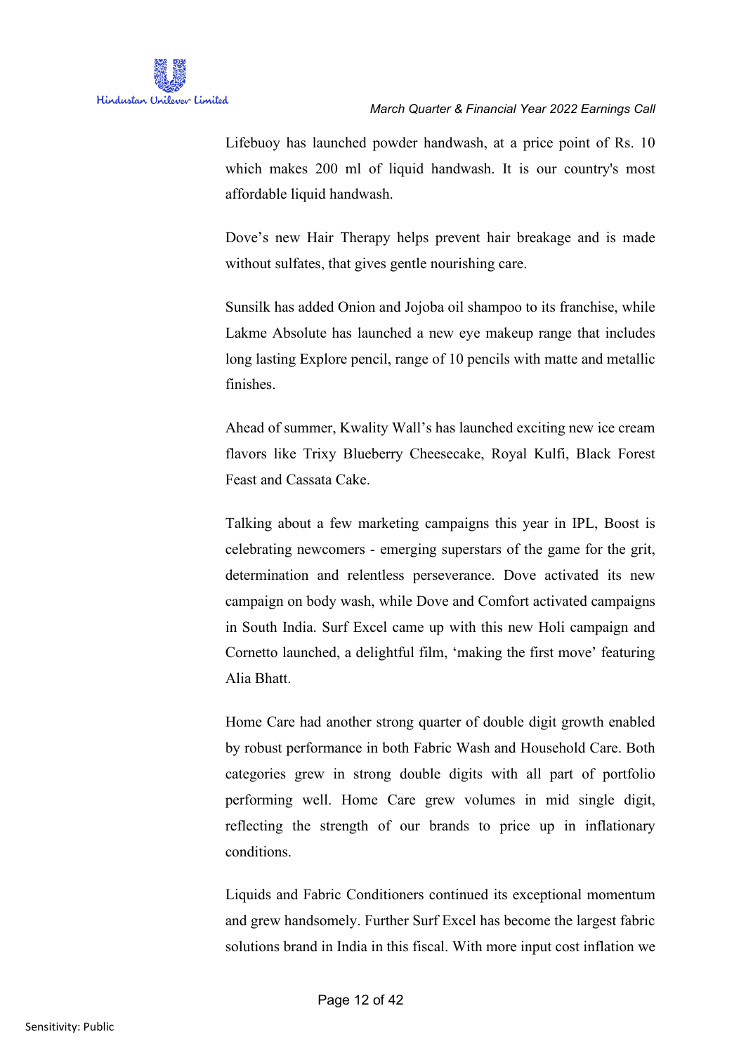Lifebuoy has launched powder handwash, at a price point of Rs. 10 which makes 200 ml of liquid handwash. It is our country's most affordable liquid handwash.

Dove's new Hair Therapy helps prevent hair breakage and is made without sulfates, that gives gentle nourishing care.

Sunsilk has added Onion and Jojoba oil shampoo to its franchise, while Lakme Absolute has launched a new eye makeup range that includes long lasting Explore pencil, range of 10 pencils with matte and metallic finishes.

Ahead of summer, Kwality Wall's has launched exciting new ice cream flavors like Trixy Blueberry Cheesecake, Royal Kulfi, Black Forest Feast and Cassata Cake.

Talking about a few marketing campaigns this year in IPL, Boost is celebrating newcomers - emerging superstars of the game for the grit, determination and relentless perseverance. Dove activated its new campaign on body wash, while Dove and Comfort activated campaigns in South India. Surf Excel came up with this new Holi campaign and Cornetto launched, a delightful film, 'making the first move' featuring Alia Bhatt.

Home Care had another strong quarter of double digit growth enabled by robust performance in both Fabric Wash and Household Care. Both categories grew in strong double digits with all part of portfolio performing well. Home Care grew volumes in mid single digit, reflecting the strength of our brands to price up in inflationary conditions.

Liquids and Fabric Conditioners continued its exceptional momentum and grew handsomely. Further Surf Excel has become the largest fabric solutions brand in India in this fiscal. With more input cost inflation we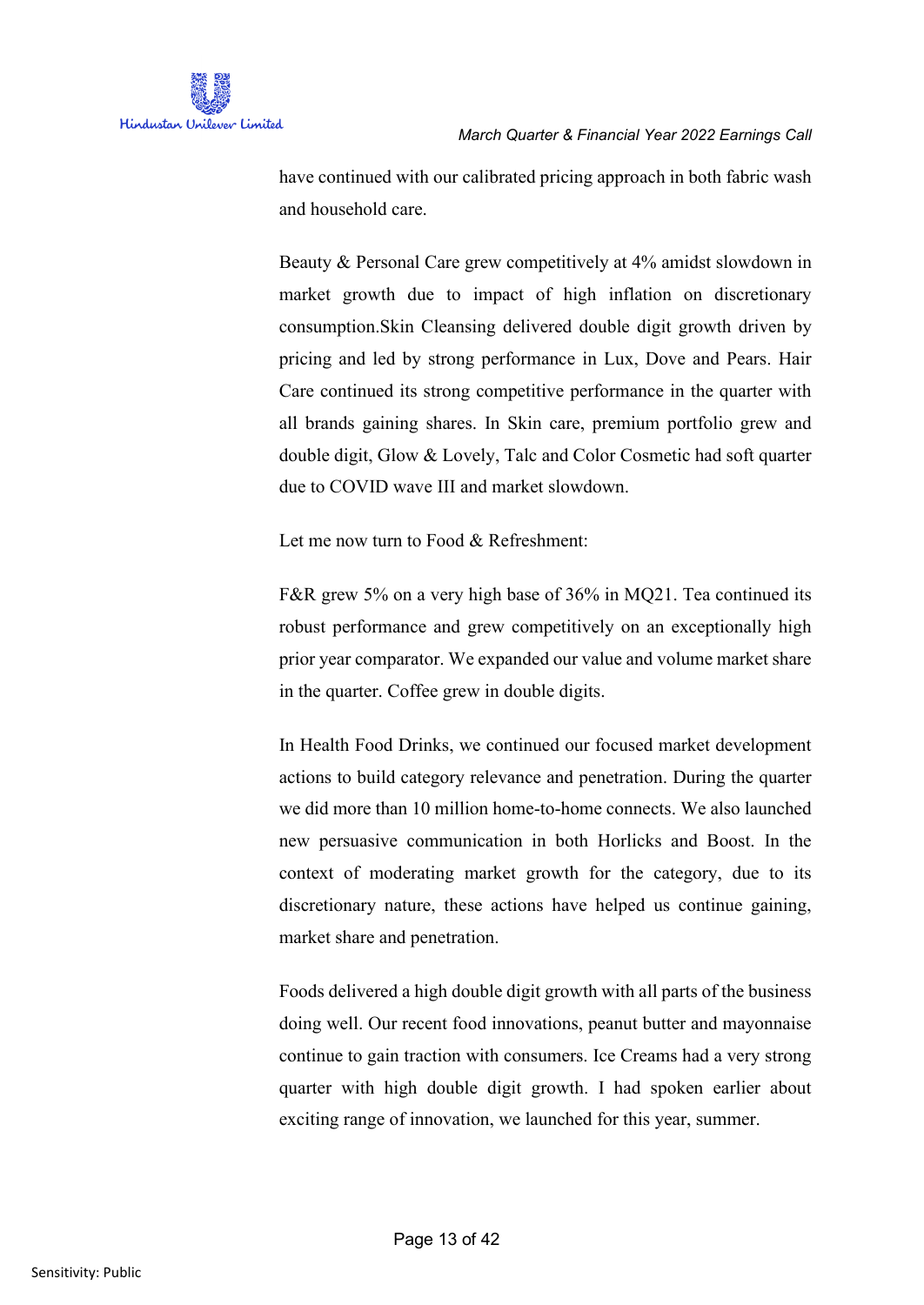have continued with our calibrated pricing approach in both fabric wash and household care.

Beauty & Personal Care grew competitively at 4% amidst slowdown in market growth due to impact of high inflation on discretionary consumption.Skin Cleansing delivered double digit growth driven by pricing and led by strong performance in Lux, Dove and Pears. Hair Care continued its strong competitive performance in the quarter with all brands gaining shares. In Skin care, premium portfolio grew and double digit, Glow & Lovely, Talc and Color Cosmetic had soft quarter due to COVID wave III and market slowdown.

Let me now turn to Food & Refreshment:

F&R grew 5% on a very high base of 36% in MQ21. Tea continued its robust performance and grew competitively on an exceptionally high prior year comparator. We expanded our value and volume market share in the quarter. Coffee grew in double digits.

In Health Food Drinks, we continued our focused market development actions to build category relevance and penetration. During the quarter we did more than 10 million home-to-home connects. We also launched new persuasive communication in both Horlicks and Boost. In the context of moderating market growth for the category, due to its discretionary nature, these actions have helped us continue gaining, market share and penetration.

Foods delivered a high double digit growth with all parts of the business doing well. Our recent food innovations, peanut butter and mayonnaise continue to gain traction with consumers. Ice Creams had a very strong quarter with high double digit growth. I had spoken earlier about exciting range of innovation, we launched for this year, summer.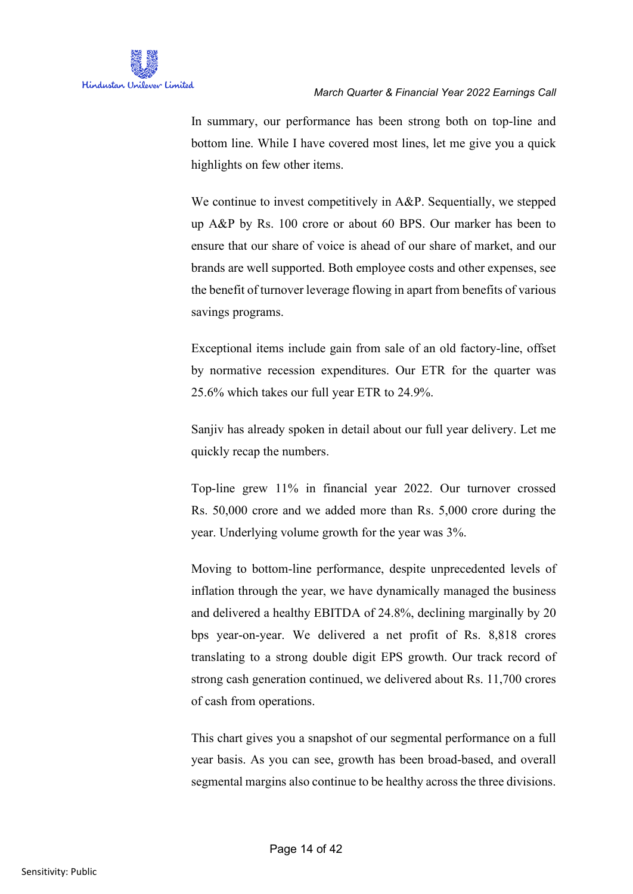In summary, our performance has been strong both on top-line and bottom line. While I have covered most lines, let me give you a quick highlights on few other items.

We continue to invest competitively in A&P. Sequentially, we stepped up A&P by Rs. 100 crore or about 60 BPS. Our marker has been to ensure that our share of voice is ahead of our share of market, and our brands are well supported. Both employee costs and other expenses, see the benefit of turnover leverage flowing in apart from benefits of various savings programs.

Exceptional items include gain from sale of an old factory-line, offset by normative recession expenditures. Our ETR for the quarter was 25.6% which takes our full year ETR to 24.9%.

Sanjiv has already spoken in detail about our full year delivery. Let me quickly recap the numbers.

Top-line grew 11% in financial year 2022. Our turnover crossed Rs. 50,000 crore and we added more than Rs. 5,000 crore during the year. Underlying volume growth for the year was 3%.

Moving to bottom-line performance, despite unprecedented levels of inflation through the year, we have dynamically managed the business and delivered a healthy EBITDA of 24.8%, declining marginally by 20 bps year-on-year. We delivered a net profit of Rs. 8,818 crores translating to a strong double digit EPS growth. Our track record of strong cash generation continued, we delivered about Rs. 11,700 crores of cash from operations.

This chart gives you a snapshot of our segmental performance on a full year basis. As you can see, growth has been broad-based, and overall segmental margins also continue to be healthy across the three divisions.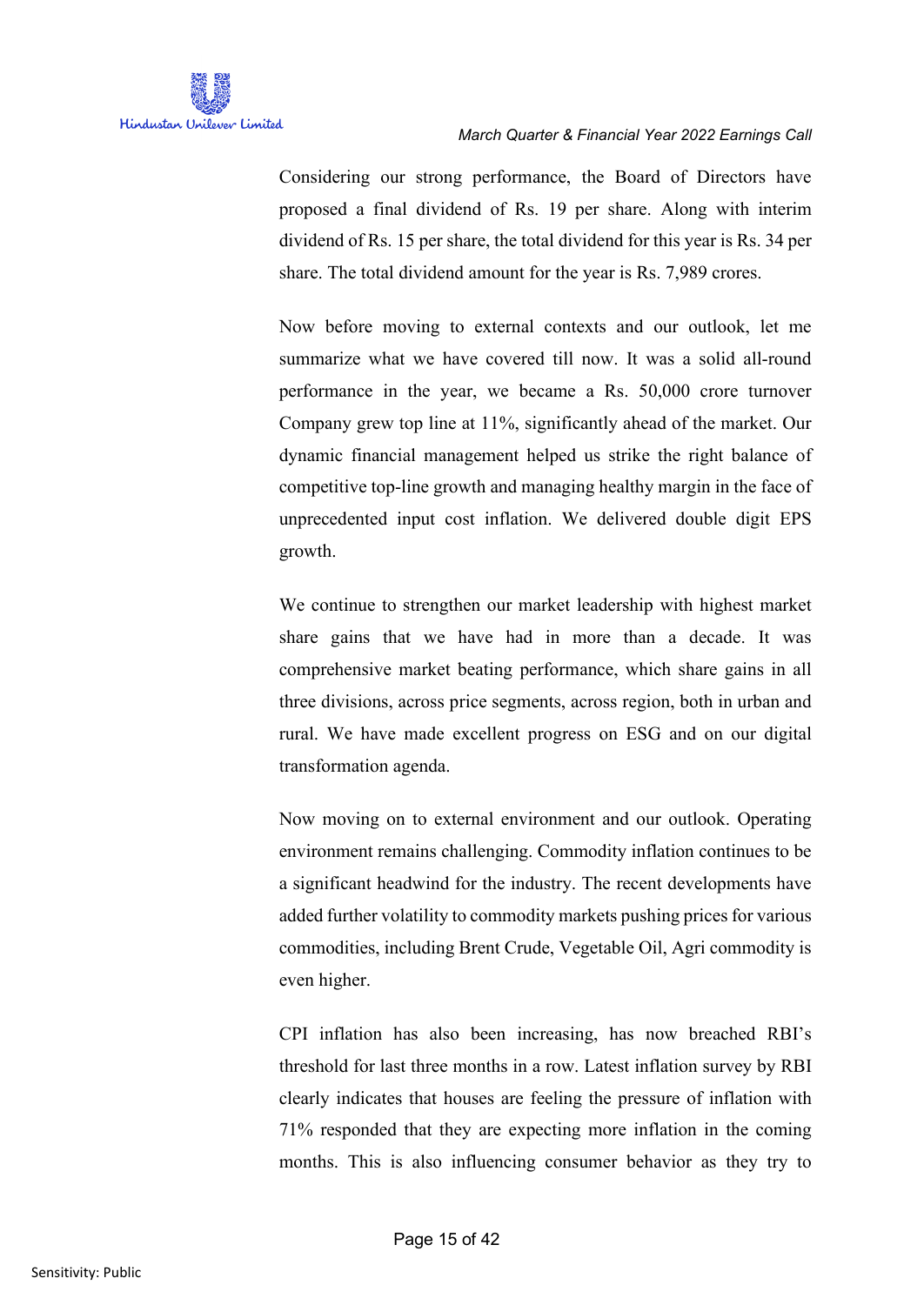Considering our strong performance, the Board of Directors have proposed a final dividend of Rs. 19 per share. Along with interim dividend of Rs. 15 per share, the total dividend for this year is Rs. 34 per share. The total dividend amount for the year is Rs. 7,989 crores.

Now before moving to external contexts and our outlook, let me summarize what we have covered till now. It was a solid all-round performance in the year, we became a Rs. 50,000 crore turnover Company grew top line at 11%, significantly ahead of the market. Our dynamic financial management helped us strike the right balance of competitive top-line growth and managing healthy margin in the face of unprecedented input cost inflation. We delivered double digit EPS growth.

We continue to strengthen our market leadership with highest market share gains that we have had in more than a decade. It was comprehensive market beating performance, which share gains in all three divisions, across price segments, across region, both in urban and rural. We have made excellent progress on ESG and on our digital transformation agenda.

Now moving on to external environment and our outlook. Operating environment remains challenging. Commodity inflation continues to be a significant headwind for the industry. The recent developments have added further volatility to commodity markets pushing prices for various commodities, including Brent Crude, Vegetable Oil, Agri commodity is even higher.

CPI inflation has also been increasing, has now breached RBI's threshold for last three months in a row. Latest inflation survey by RBI clearly indicates that houses are feeling the pressure of inflation with 71% responded that they are expecting more inflation in the coming months. This is also influencing consumer behavior as they try to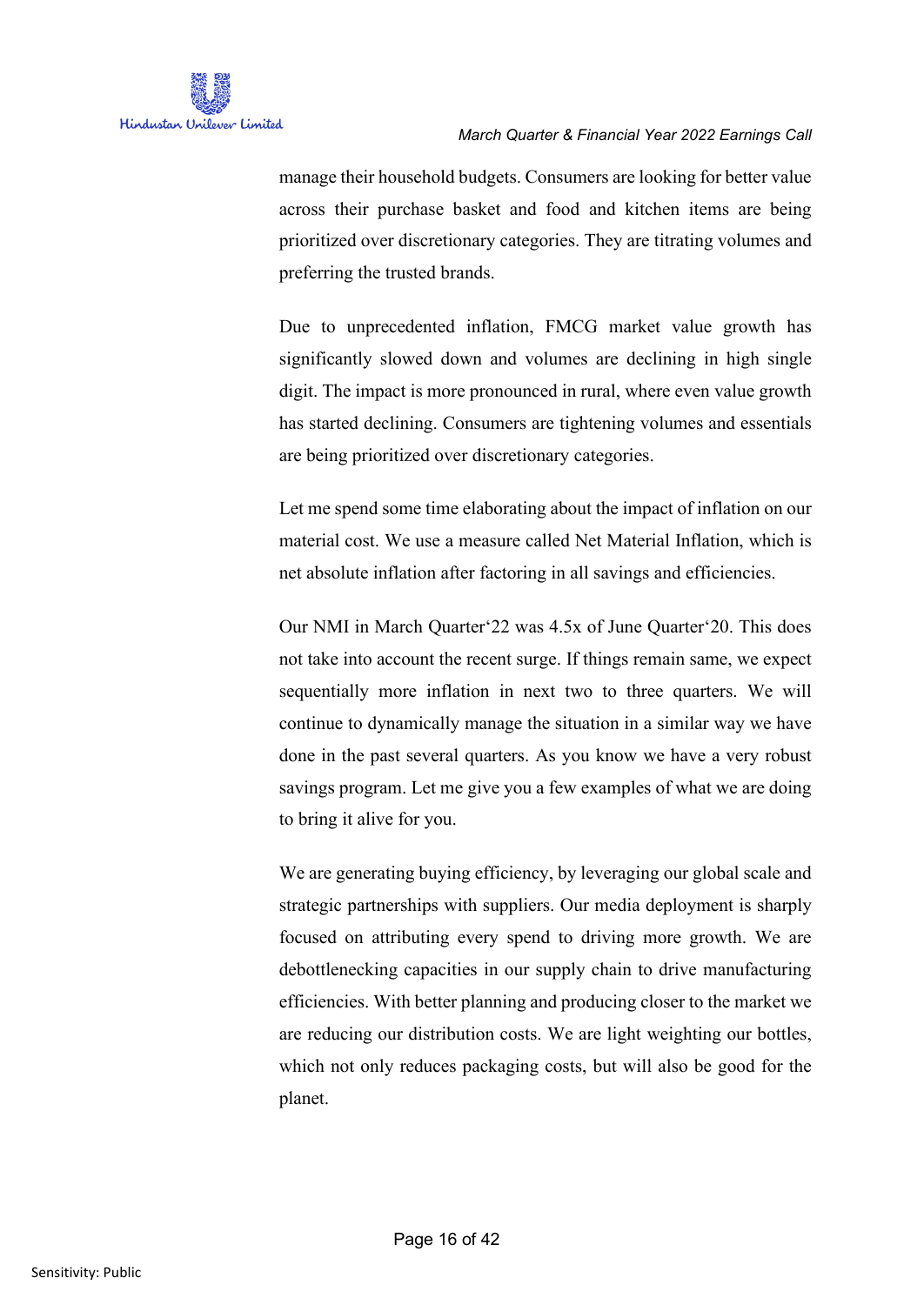manage their household budgets. Consumers are looking for better value across their purchase basket and food and kitchen items are being prioritized over discretionary categories. They are titrating volumes and preferring the trusted brands.

Due to unprecedented inflation, FMCG market value growth has significantly slowed down and volumes are declining in high single digit. The impact is more pronounced in rural, where even value growth has started declining. Consumers are tightening volumes and essentials are being prioritized over discretionary categories.

Let me spend some time elaborating about the impact of inflation on our material cost. We use a measure called Net Material Inflation, which is net absolute inflation after factoring in all savings and efficiencies.

Our NMI in March Quarter'22 was 4.5x of June Quarter'20. This does not take into account the recent surge. If things remain same, we expect sequentially more inflation in next two to three quarters. We will continue to dynamically manage the situation in a similar way we have done in the past several quarters. As you know we have a very robust savings program. Let me give you a few examples of what we are doing to bring it alive for you.

We are generating buying efficiency, by leveraging our global scale and strategic partnerships with suppliers. Our media deployment is sharply focused on attributing every spend to driving more growth. We are debottlenecking capacities in our supply chain to drive manufacturing efficiencies. With better planning and producing closer to the market we are reducing our distribution costs. We are light weighting our bottles, which not only reduces packaging costs, but will also be good for the planet.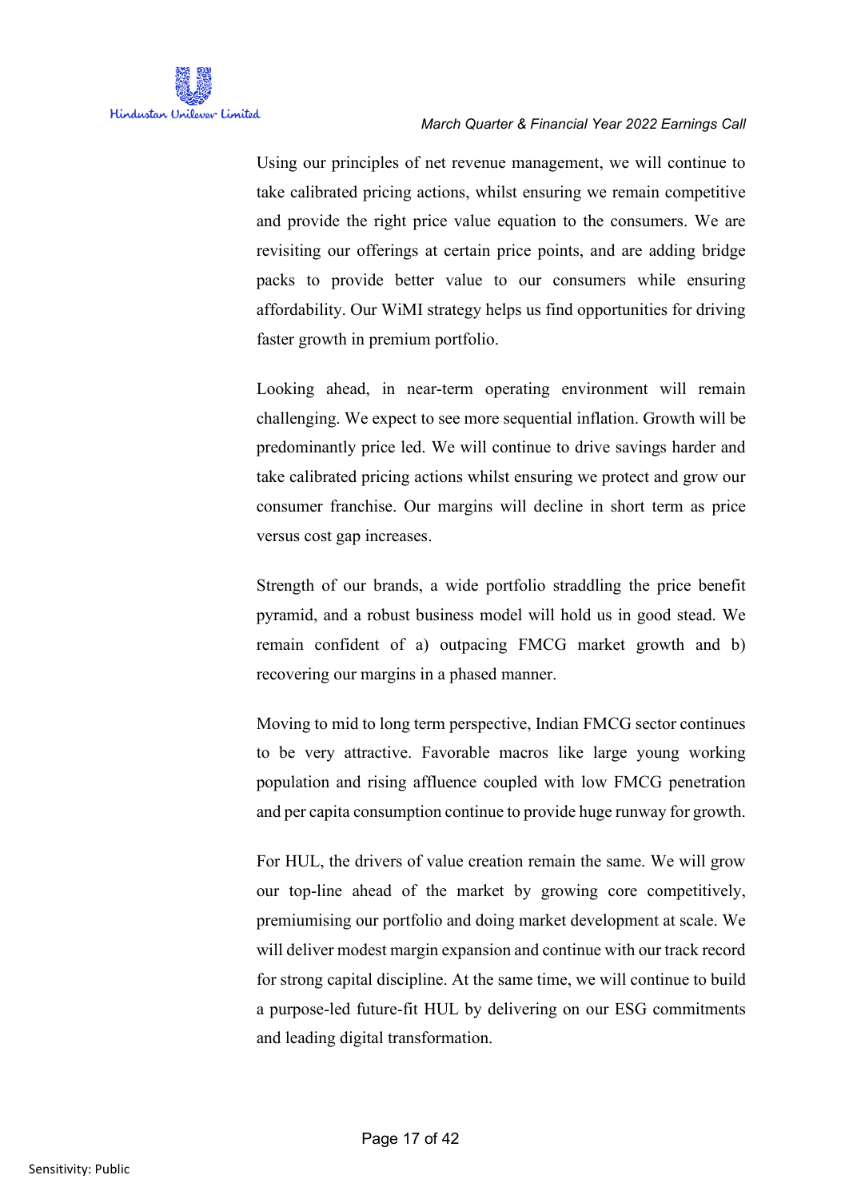Using our principles of net revenue management, we will continue to take calibrated pricing actions, whilst ensuring we remain competitive and provide the right price value equation to the consumers. We are revisiting our offerings at certain price points, and are adding bridge packs to provide better value to our consumers while ensuring affordability. Our WiMI strategy helps us find opportunities for driving faster growth in premium portfolio.

Looking ahead, in near-term operating environment will remain challenging. We expect to see more sequential inflation. Growth will be predominantly price led. We will continue to drive savings harder and take calibrated pricing actions whilst ensuring we protect and grow our consumer franchise. Our margins will decline in short term as price versus cost gap increases.

Strength of our brands, a wide portfolio straddling the price benefit pyramid, and a robust business model will hold us in good stead. We remain confident of a) outpacing FMCG market growth and b) recovering our margins in a phased manner.

Moving to mid to long term perspective, Indian FMCG sector continues to be very attractive. Favorable macros like large young working population and rising affluence coupled with low FMCG penetration and per capita consumption continue to provide huge runway for growth.

For HUL, the drivers of value creation remain the same. We will grow our top-line ahead of the market by growing core competitively, premiumising our portfolio and doing market development at scale. We will deliver modest margin expansion and continue with our track record for strong capital discipline. At the same time, we will continue to build a purpose-led future-fit HUL by delivering on our ESG commitments and leading digital transformation.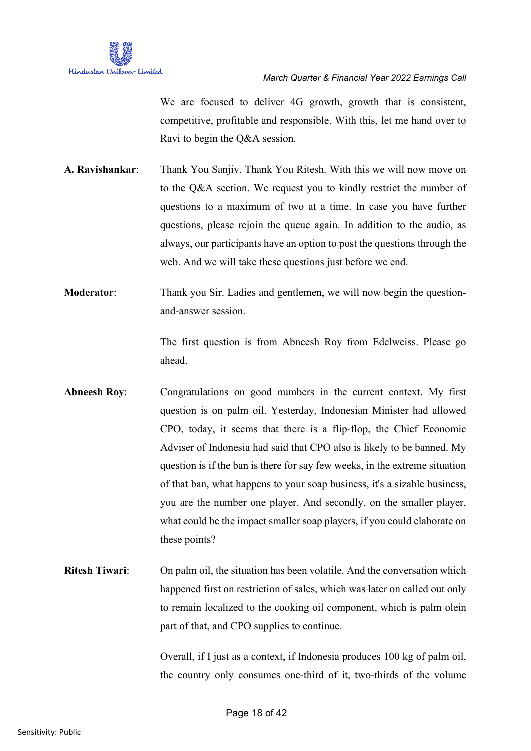We are focused to deliver 4G growth, growth that is consistent, competitive, profitable and responsible. With this, let me hand over to Ravi to begin the Q&A session.

**A. Ravishankar**: Thank You Sanjiv. Thank You Ritesh. With this we will now move on to the Q&A section. We request you to kindly restrict the number of questions to a maximum of two at a time. In case you have further questions, please rejoin the queue again. In addition to the audio, as always, our participants have an option to post the questions through the web. And we will take these questions just before we end.

**Moderator**: Thank you Sir. Ladies and gentlemen, we will now begin the question-and-answer session.

The first question is from Abneesh Roy from Edelweiss. Please go ahead.

**Abneesh Roy**: Congratulations on good numbers in the current context. My first question is on palm oil. Yesterday, Indonesian Minister had allowed CPO, today, it seems that there is a flip-flop, the Chief Economic Adviser of Indonesia had said that CPO also is likely to be banned. My question is if the ban is there for say few weeks, in the extreme situation of that ban, what happens to your soap business, it's a sizable business, you are the number one player. And secondly, on the smaller player, what could be the impact smaller soap players, if you could elaborate on these points?

**Ritesh Tiwari**: On palm oil, the situation has been volatile. And the conversation which happened first on restriction of sales, which was later on called out only to remain localized to the cooking oil component, which is palm olein part of that, and CPO supplies to continue.

Overall, if I just as a context, if Indonesia produces 100 kg of palm oil, the country only consumes one-third of it, two-thirds of the volume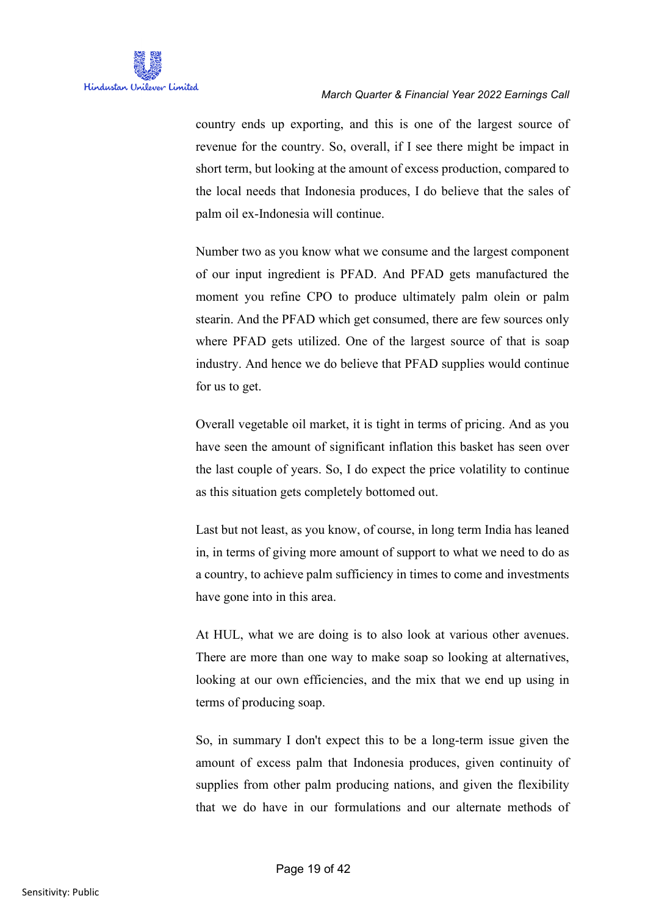country ends up exporting, and this is one of the largest source of revenue for the country. So, overall, if I see there might be impact in short term, but looking at the amount of excess production, compared to the local needs that Indonesia produces, I do believe that the sales of palm oil ex-Indonesia will continue.

Number two as you know what we consume and the largest component of our input ingredient is PFAD. And PFAD gets manufactured the moment you refine CPO to produce ultimately palm olein or palm stearin. And the PFAD which get consumed, there are few sources only where PFAD gets utilized. One of the largest source of that is soap industry. And hence we do believe that PFAD supplies would continue for us to get.

Overall vegetable oil market, it is tight in terms of pricing. And as you have seen the amount of significant inflation this basket has seen over the last couple of years. So, I do expect the price volatility to continue as this situation gets completely bottomed out.

Last but not least, as you know, of course, in long term India has leaned in, in terms of giving more amount of support to what we need to do as a country, to achieve palm sufficiency in times to come and investments have gone into in this area.

At HUL, what we are doing is to also look at various other avenues. There are more than one way to make soap so looking at alternatives, looking at our own efficiencies, and the mix that we end up using in terms of producing soap.

So, in summary I don't expect this to be a long-term issue given the amount of excess palm that Indonesia produces, given continuity of supplies from other palm producing nations, and given the flexibility that we do have in our formulations and our alternate methods of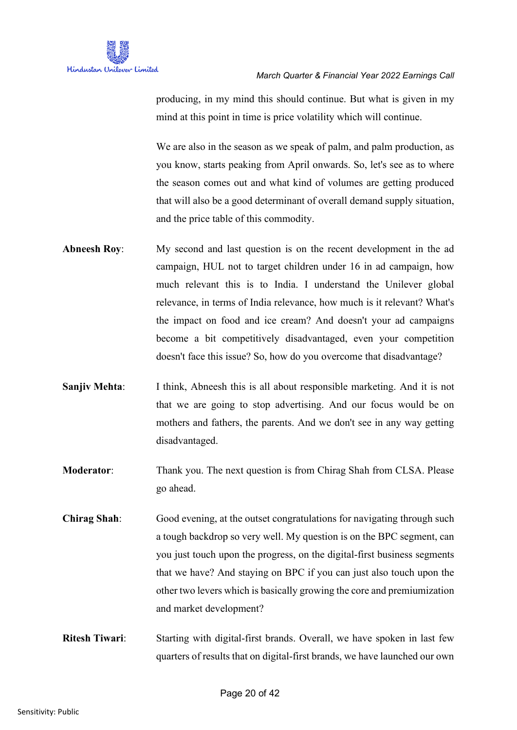producing, in my mind this should continue. But what is given in my mind at this point in time is price volatility which will continue.

We are also in the season as we speak of palm, and palm production, as you know, starts peaking from April onwards. So, let's see as to where the season comes out and what kind of volumes are getting produced that will also be a good determinant of overall demand supply situation, and the price table of this commodity.

**Abneesh Roy**: My second and last question is on the recent development in the ad campaign, HUL not to target children under 16 in ad campaign, how much relevant this is to India. I understand the Unilever global relevance, in terms of India relevance, how much is it relevant? What's the impact on food and ice cream? And doesn't your ad campaigns become a bit competitively disadvantaged, even your competition doesn't face this issue? So, how do you overcome that disadvantage?

**Sanjiv Mehta**: I think, Abneesh this is all about responsible marketing. And it is not that we are going to stop advertising. And our focus would be on mothers and fathers, the parents. And we don't see in any way getting disadvantaged.

**Moderator**: Thank you. The next question is from Chirag Shah from CLSA. Please go ahead.

**Chirag Shah**: Good evening, at the outset congratulations for navigating through such a tough backdrop so very well. My question is on the BPC segment, can you just touch upon the progress, on the digital-first business segments that we have? And staying on BPC if you can just also touch upon the other two levers which is basically growing the core and premiumization and market development?

**Ritesh Tiwari**: Starting with digital-first brands. Overall, we have spoken in last few quarters of results that on digital-first brands, we have launched our own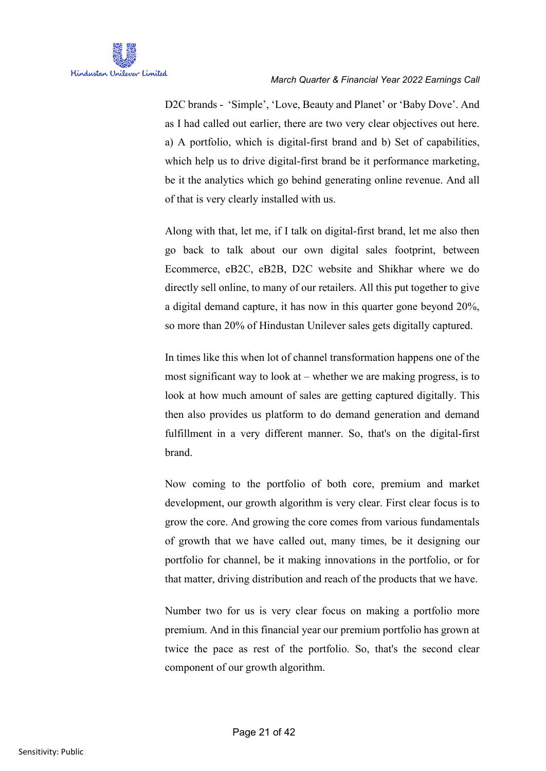D2C brands - ‘Simple’, ‘Love, Beauty and Planet’ or ‘Baby Dove’. And as I had called out earlier, there are two very clear objectives out here. a) A portfolio, which is digital-first brand and b) Set of capabilities, which help us to drive digital-first brand be it performance marketing, be it the analytics which go behind generating online revenue. And all of that is very clearly installed with us.

Along with that, let me, if I talk on digital-first brand, let me also then go back to talk about our own digital sales footprint, between Ecommerce, eB2C, eB2B, D2C website and Shikhar where we do directly sell online, to many of our retailers. All this put together to give a digital demand capture, it has now in this quarter gone beyond 20%, so more than 20% of Hindustan Unilever sales gets digitally captured.

In times like this when lot of channel transformation happens one of the most significant way to look at – whether we are making progress, is to look at how much amount of sales are getting captured digitally. This then also provides us platform to do demand generation and demand fulfillment in a very different manner. So, that's on the digital-first brand.

Now coming to the portfolio of both core, premium and market development, our growth algorithm is very clear. First clear focus is to grow the core. And growing the core comes from various fundamentals of growth that we have called out, many times, be it designing our portfolio for channel, be it making innovations in the portfolio, or for that matter, driving distribution and reach of the products that we have.

Number two for us is very clear focus on making a portfolio more premium. And in this financial year our premium portfolio has grown at twice the pace as rest of the portfolio. So, that's the second clear component of our growth algorithm.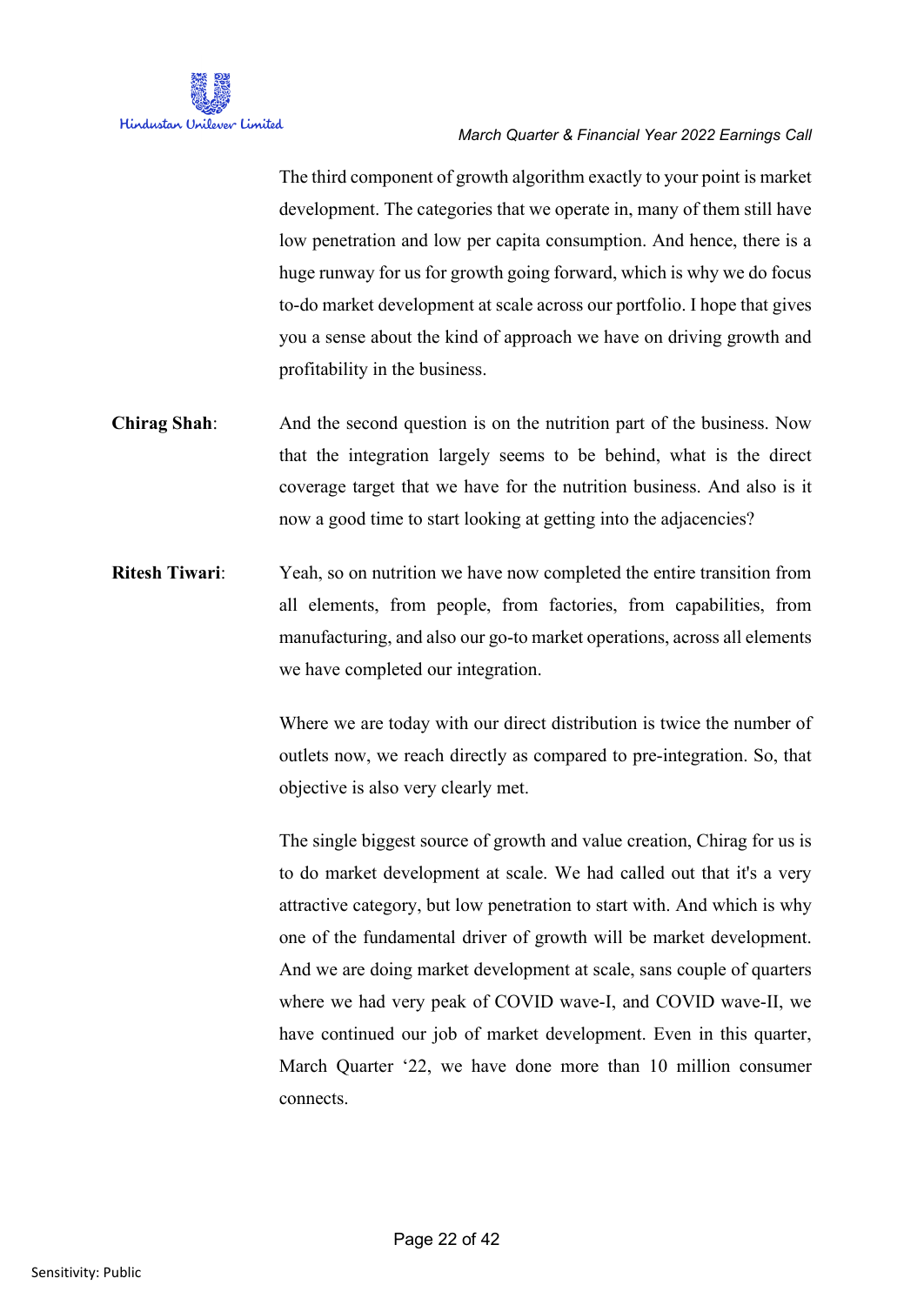The third component of growth algorithm exactly to your point is market development. The categories that we operate in, many of them still have low penetration and low per capita consumption. And hence, there is a huge runway for us for growth going forward, which is why we do focus to-do market development at scale across our portfolio. I hope that gives you a sense about the kind of approach we have on driving growth and profitability in the business.

**Chirag Shah**: And the second question is on the nutrition part of the business. Now that the integration largely seems to be behind, what is the direct coverage target that we have for the nutrition business. And also is it now a good time to start looking at getting into the adjacencies?

**Ritesh Tiwari**: Yeah, so on nutrition we have now completed the entire transition from all elements, from people, from factories, from capabilities, from manufacturing, and also our go-to market operations, across all elements we have completed our integration.

Where we are today with our direct distribution is twice the number of outlets now, we reach directly as compared to pre-integration. So, that objective is also very clearly met.

The single biggest source of growth and value creation, Chirag for us is to do market development at scale. We had called out that it's a very attractive category, but low penetration to start with. And which is why one of the fundamental driver of growth will be market development. And we are doing market development at scale, sans couple of quarters where we had very peak of COVID wave-I, and COVID wave-II, we have continued our job of market development. Even in this quarter, March Quarter '22, we have done more than 10 million consumer connects.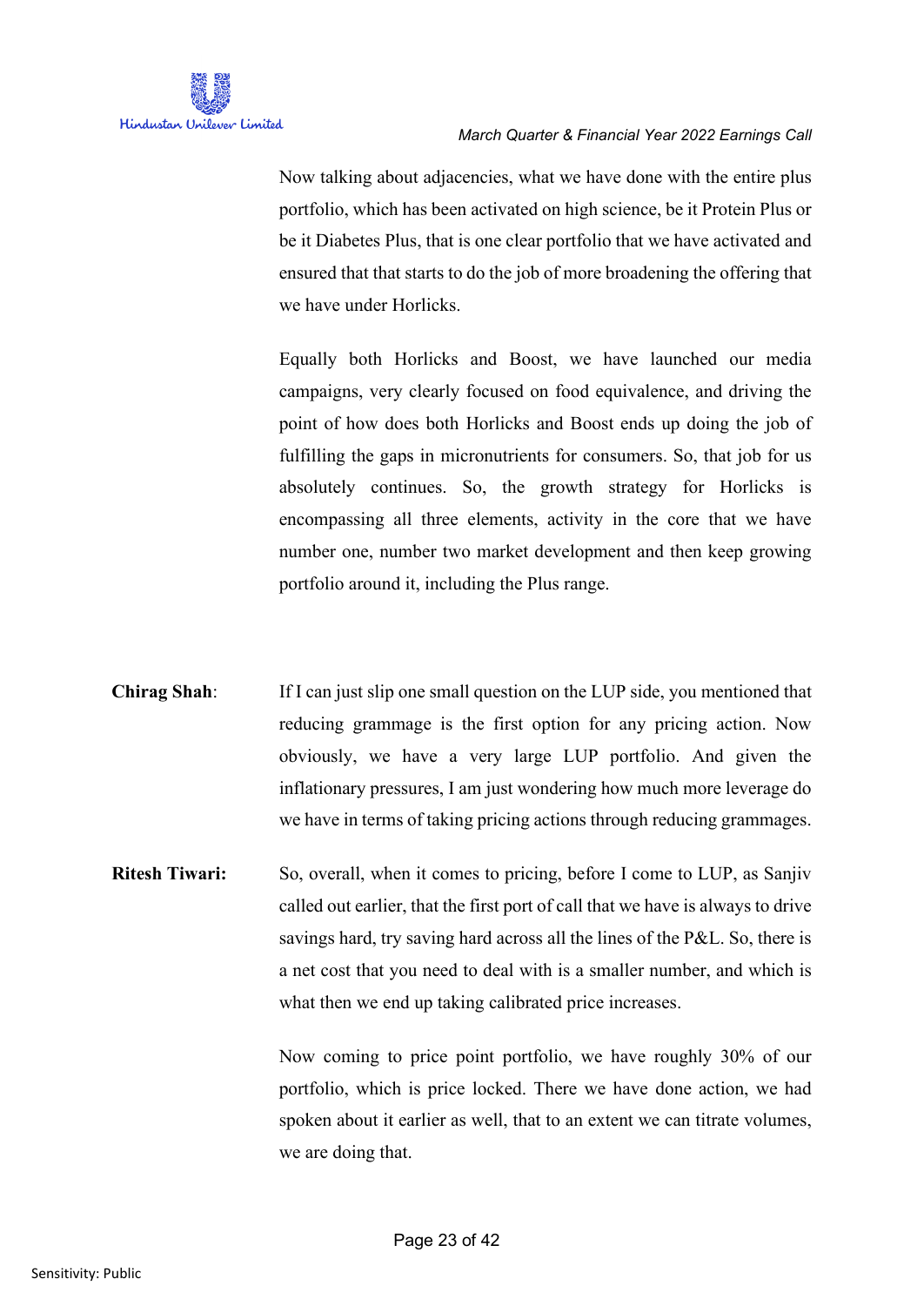Now talking about adjacencies, what we have done with the entire plus portfolio, which has been activated on high science, be it Protein Plus or be it Diabetes Plus, that is one clear portfolio that we have activated and ensured that that starts to do the job of more broadening the offering that we have under Horlicks.

Equally both Horlicks and Boost, we have launched our media campaigns, very clearly focused on food equivalence, and driving the point of how does both Horlicks and Boost ends up doing the job of fulfilling the gaps in micronutrients for consumers. So, that job for us absolutely continues. So, the growth strategy for Horlicks is encompassing all three elements, activity in the core that we have number one, number two market development and then keep growing portfolio around it, including the Plus range.

**Chirag Shah**: If I can just slip one small question on the LUP side, you mentioned that reducing grammage is the first option for any pricing action. Now obviously, we have a very large LUP portfolio. And given the inflationary pressures, I am just wondering how much more leverage do we have in terms of taking pricing actions through reducing grammages.

**Ritesh Tiwari:** So, overall, when it comes to pricing, before I come to LUP, as Sanjiv called out earlier, that the first port of call that we have is always to drive savings hard, try saving hard across all the lines of the P&L. So, there is a net cost that you need to deal with is a smaller number, and which is what then we end up taking calibrated price increases.

Now coming to price point portfolio, we have roughly 30% of our portfolio, which is price locked. There we have done action, we had spoken about it earlier as well, that to an extent we can titrate volumes, we are doing that.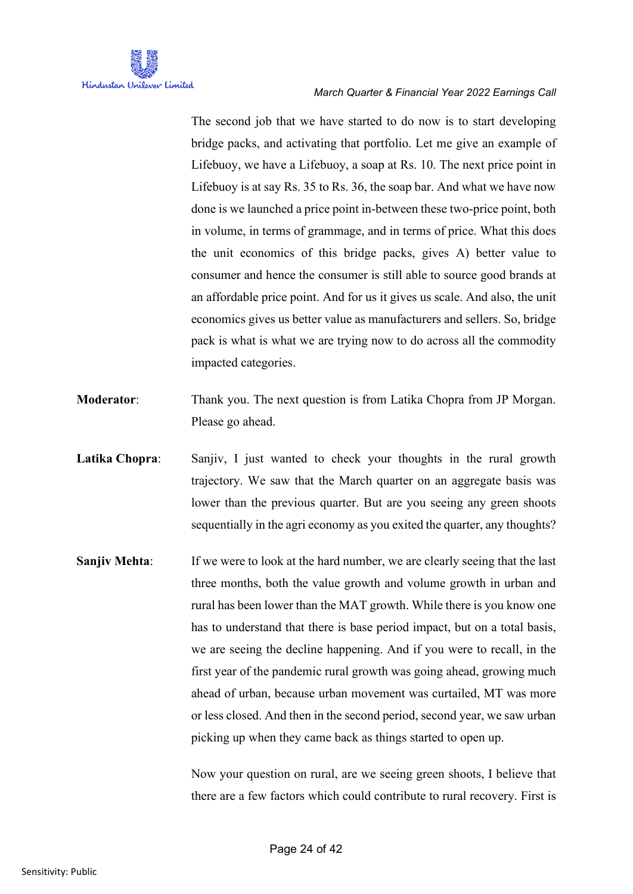The second job that we have started to do now is to start developing bridge packs, and activating that portfolio. Let me give an example of Lifebuoy, we have a Lifebuoy, a soap at Rs. 10. The next price point in Lifebuoy is at say Rs. 35 to Rs. 36, the soap bar. And what we have now done is we launched a price point in-between these two-price point, both in volume, in terms of grammage, and in terms of price. What this does the unit economics of this bridge packs, gives A) better value to consumer and hence the consumer is still able to source good brands at an affordable price point. And for us it gives us scale. And also, the unit economics gives us better value as manufacturers and sellers. So, bridge pack is what is what we are trying now to do across all the commodity impacted categories.

**Moderator**: Thank you. The next question is from Latika Chopra from JP Morgan. Please go ahead.

**Latika Chopra**: Sanjiv, I just wanted to check your thoughts in the rural growth trajectory. We saw that the March quarter on an aggregate basis was lower than the previous quarter. But are you seeing any green shoots sequentially in the agri economy as you exited the quarter, any thoughts?

**Sanjiv Mehta**: If we were to look at the hard number, we are clearly seeing that the last three months, both the value growth and volume growth in urban and rural has been lower than the MAT growth. While there is you know one has to understand that there is base period impact, but on a total basis, we are seeing the decline happening. And if you were to recall, in the first year of the pandemic rural growth was going ahead, growing much ahead of urban, because urban movement was curtailed, MT was more or less closed. And then in the second period, second year, we saw urban picking up when they came back as things started to open up.

Now your question on rural, are we seeing green shoots, I believe that there are a few factors which could contribute to rural recovery. First is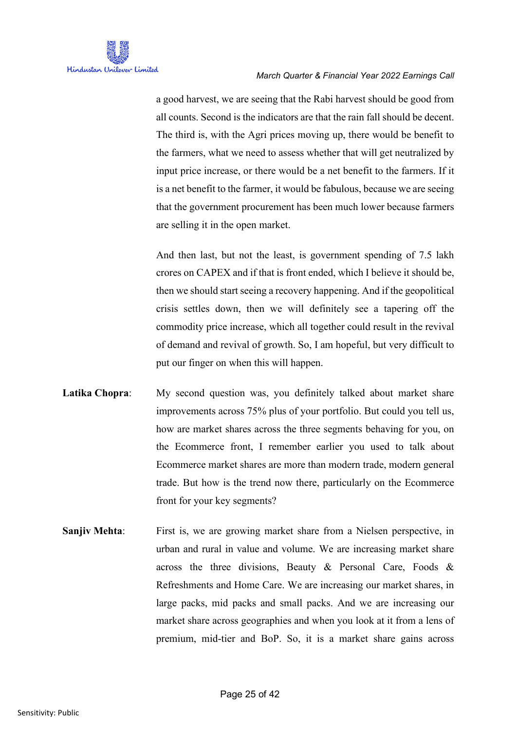a good harvest, we are seeing that the Rabi harvest should be good from all counts. Second is the indicators are that the rain fall should be decent. The third is, with the Agri prices moving up, there would be benefit to the farmers, what we need to assess whether that will get neutralized by input price increase, or there would be a net benefit to the farmers. If it is a net benefit to the farmer, it would be fabulous, because we are seeing that the government procurement has been much lower because farmers are selling it in the open market.

And then last, but not the least, is government spending of 7.5 lakh crores on CAPEX and if that is front ended, which I believe it should be, then we should start seeing a recovery happening. And if the geopolitical crisis settles down, then we will definitely see a tapering off the commodity price increase, which all together could result in the revival of demand and revival of growth. So, I am hopeful, but very difficult to put our finger on when this will happen.

**Latika Chopra**: My second question was, you definitely talked about market share improvements across 75% plus of your portfolio. But could you tell us, how are market shares across the three segments behaving for you, on the Ecommerce front, I remember earlier you used to talk about Ecommerce market shares are more than modern trade, modern general trade. But how is the trend now there, particularly on the Ecommerce front for your key segments?

**Sanjiv Mehta**: First is, we are growing market share from a Nielsen perspective, in urban and rural in value and volume. We are increasing market share across the three divisions, Beauty & Personal Care, Foods & Refreshments and Home Care. We are increasing our market shares, in large packs, mid packs and small packs. And we are increasing our market share across geographies and when you look at it from a lens of premium, mid-tier and BoP. So, it is a market share gains across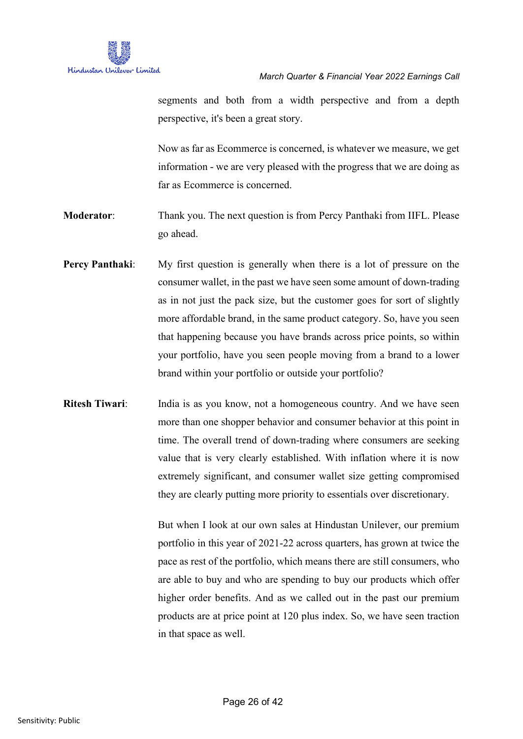segments and both from a width perspective and from a depth perspective, it's been a great story.

Now as far as Ecommerce is concerned, is whatever we measure, we get information - we are very pleased with the progress that we are doing as far as Ecommerce is concerned.

**Moderator**: Thank you. The next question is from Percy Panthaki from IIFL. Please go ahead.

**Percy Panthaki**: My first question is generally when there is a lot of pressure on the consumer wallet, in the past we have seen some amount of down-trading as in not just the pack size, but the customer goes for sort of slightly more affordable brand, in the same product category. So, have you seen that happening because you have brands across price points, so within your portfolio, have you seen people moving from a brand to a lower brand within your portfolio or outside your portfolio?

**Ritesh Tiwari**: India is as you know, not a homogeneous country. And we have seen more than one shopper behavior and consumer behavior at this point in time. The overall trend of down-trading where consumers are seeking value that is very clearly established. With inflation where it is now extremely significant, and consumer wallet size getting compromised they are clearly putting more priority to essentials over discretionary.

But when I look at our own sales at Hindustan Unilever, our premium portfolio in this year of 2021-22 across quarters, has grown at twice the pace as rest of the portfolio, which means there are still consumers, who are able to buy and who are spending to buy our products which offer higher order benefits. And as we called out in the past our premium products are at price point at 120 plus index. So, we have seen traction in that space as well.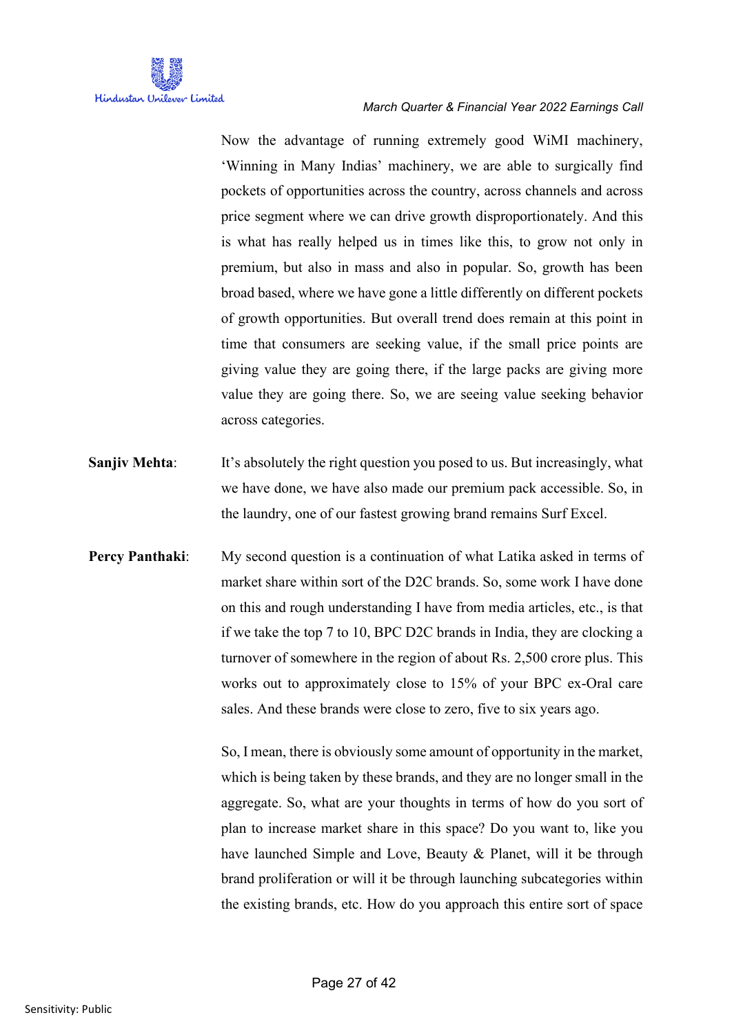Now the advantage of running extremely good WiMI machinery, 'Winning in Many Indias' machinery, we are able to surgically find pockets of opportunities across the country, across channels and across price segment where we can drive growth disproportionately. And this is what has really helped us in times like this, to grow not only in premium, but also in mass and also in popular. So, growth has been broad based, where we have gone a little differently on different pockets of growth opportunities. But overall trend does remain at this point in time that consumers are seeking value, if the small price points are giving value they are going there, if the large packs are giving more value they are going there. So, we are seeing value seeking behavior across categories.

**Sanjiv Mehta**: It's absolutely the right question you posed to us. But increasingly, what we have done, we have also made our premium pack accessible. So, in the laundry, one of our fastest growing brand remains Surf Excel.

**Percy Panthaki**: My second question is a continuation of what Latika asked in terms of market share within sort of the D2C brands. So, some work I have done on this and rough understanding I have from media articles, etc., is that if we take the top 7 to 10, BPC D2C brands in India, they are clocking a turnover of somewhere in the region of about Rs. 2,500 crore plus. This works out to approximately close to 15% of your BPC ex-Oral care sales. And these brands were close to zero, five to six years ago.

So, I mean, there is obviously some amount of opportunity in the market, which is being taken by these brands, and they are no longer small in the aggregate. So, what are your thoughts in terms of how do you sort of plan to increase market share in this space? Do you want to, like you have launched Simple and Love, Beauty & Planet, will it be through brand proliferation or will it be through launching subcategories within the existing brands, etc. How do you approach this entire sort of space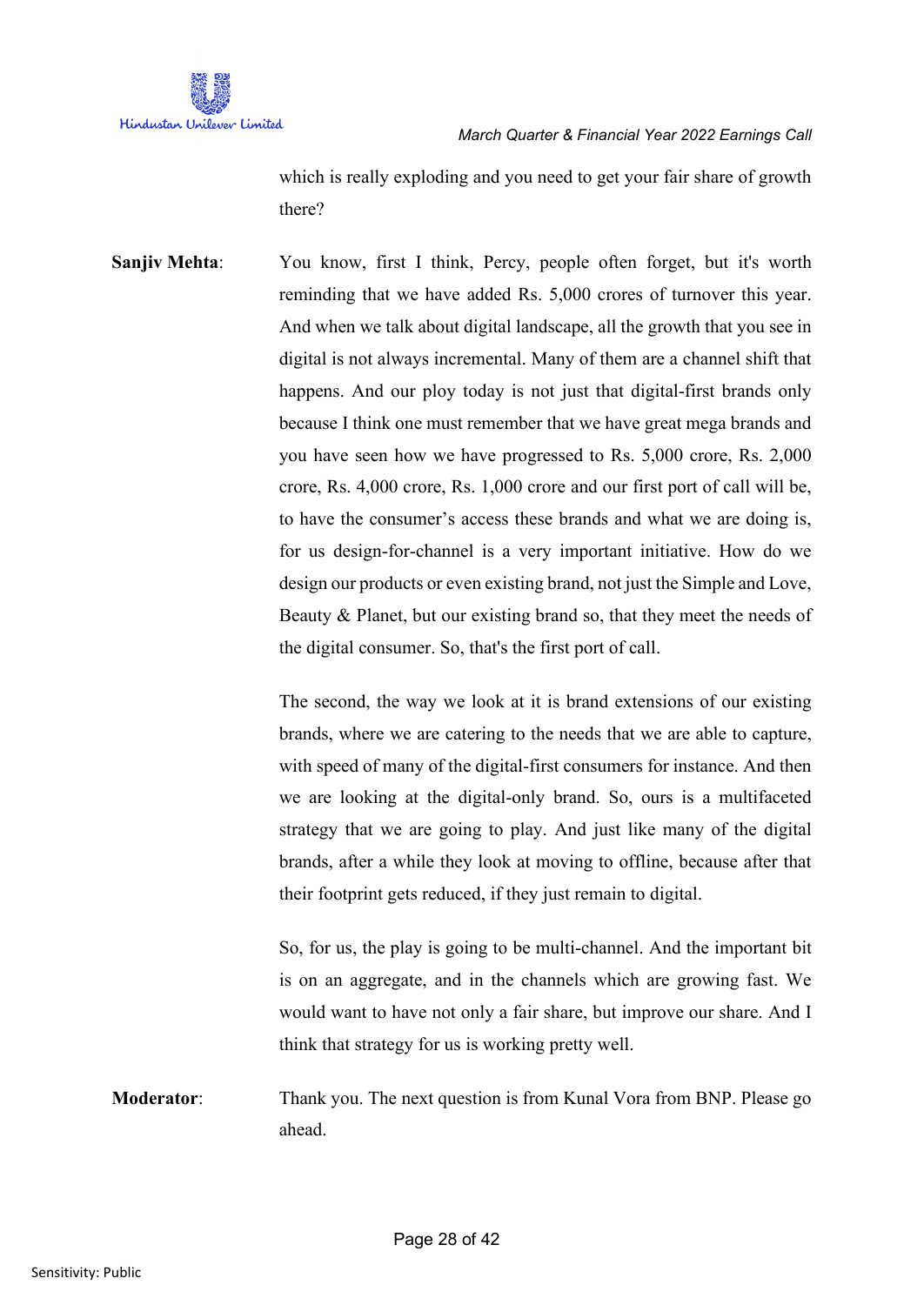which is really exploding and you need to get your fair share of growth there?

**Sanjiv Mehta**: You know, first I think, Percy, people often forget, but it's worth reminding that we have added Rs. 5,000 crores of turnover this year. And when we talk about digital landscape, all the growth that you see in digital is not always incremental. Many of them are a channel shift that happens. And our ploy today is not just that digital-first brands only because I think one must remember that we have great mega brands and you have seen how we have progressed to Rs. 5,000 crore, Rs. 2,000 crore, Rs. 4,000 crore, Rs. 1,000 crore and our first port of call will be, to have the consumer's access these brands and what we are doing is, for us design-for-channel is a very important initiative. How do we design our products or even existing brand, not just the Simple and Love, Beauty & Planet, but our existing brand so, that they meet the needs of the digital consumer. So, that's the first port of call.

The second, the way we look at it is brand extensions of our existing brands, where we are catering to the needs that we are able to capture, with speed of many of the digital-first consumers for instance. And then we are looking at the digital-only brand. So, ours is a multifaceted strategy that we are going to play. And just like many of the digital brands, after a while they look at moving to offline, because after that their footprint gets reduced, if they just remain to digital.

So, for us, the play is going to be multi-channel. And the important bit is on an aggregate, and in the channels which are growing fast. We would want to have not only a fair share, but improve our share. And I think that strategy for us is working pretty well.

**Moderator**: Thank you. The next question is from Kunal Vora from BNP. Please go ahead.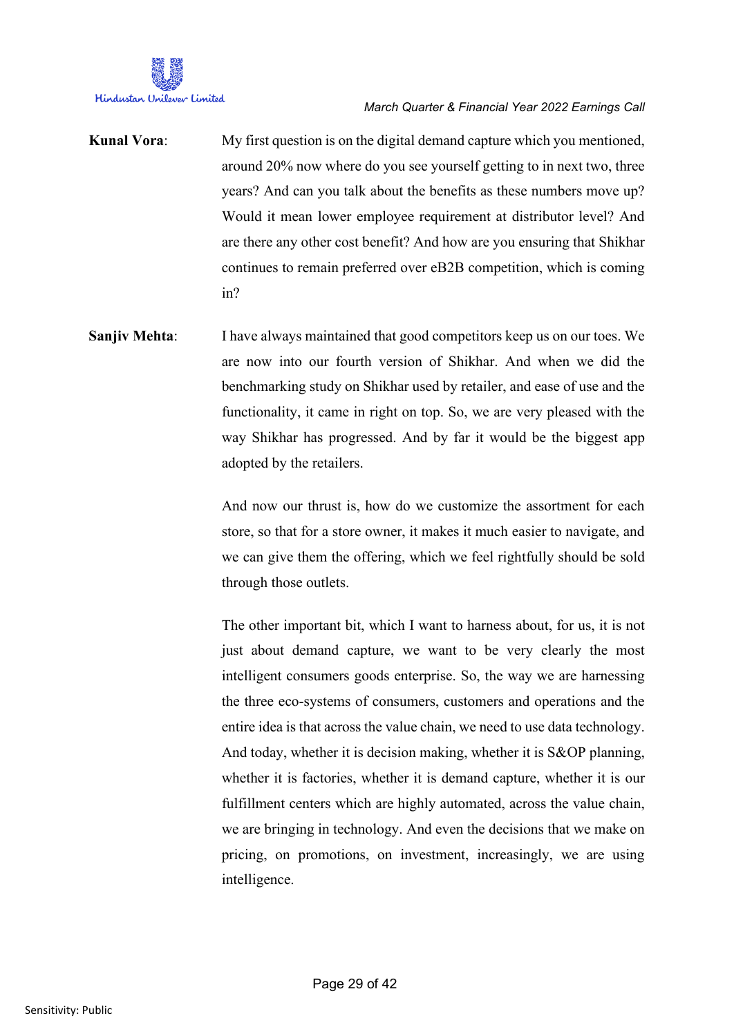**Kunal Vora**: My first question is on the digital demand capture which you mentioned, around 20% now where do you see yourself getting to in next two, three years? And can you talk about the benefits as these numbers move up? Would it mean lower employee requirement at distributor level? And are there any other cost benefit? And how are you ensuring that Shikhar continues to remain preferred over eB2B competition, which is coming in?

**Sanjiv Mehta**: I have always maintained that good competitors keep us on our toes. We are now into our fourth version of Shikhar. And when we did the benchmarking study on Shikhar used by retailer, and ease of use and the functionality, it came in right on top. So, we are very pleased with the way Shikhar has progressed. And by far it would be the biggest app adopted by the retailers.

And now our thrust is, how do we customize the assortment for each store, so that for a store owner, it makes it much easier to navigate, and we can give them the offering, which we feel rightfully should be sold through those outlets.

The other important bit, which I want to harness about, for us, it is not just about demand capture, we want to be very clearly the most intelligent consumers goods enterprise. So, the way we are harnessing the three eco-systems of consumers, customers and operations and the entire idea is that across the value chain, we need to use data technology. And today, whether it is decision making, whether it is S&OP planning, whether it is factories, whether it is demand capture, whether it is our fulfillment centers which are highly automated, across the value chain, we are bringing in technology. And even the decisions that we make on pricing, on promotions, on investment, increasingly, we are using intelligence.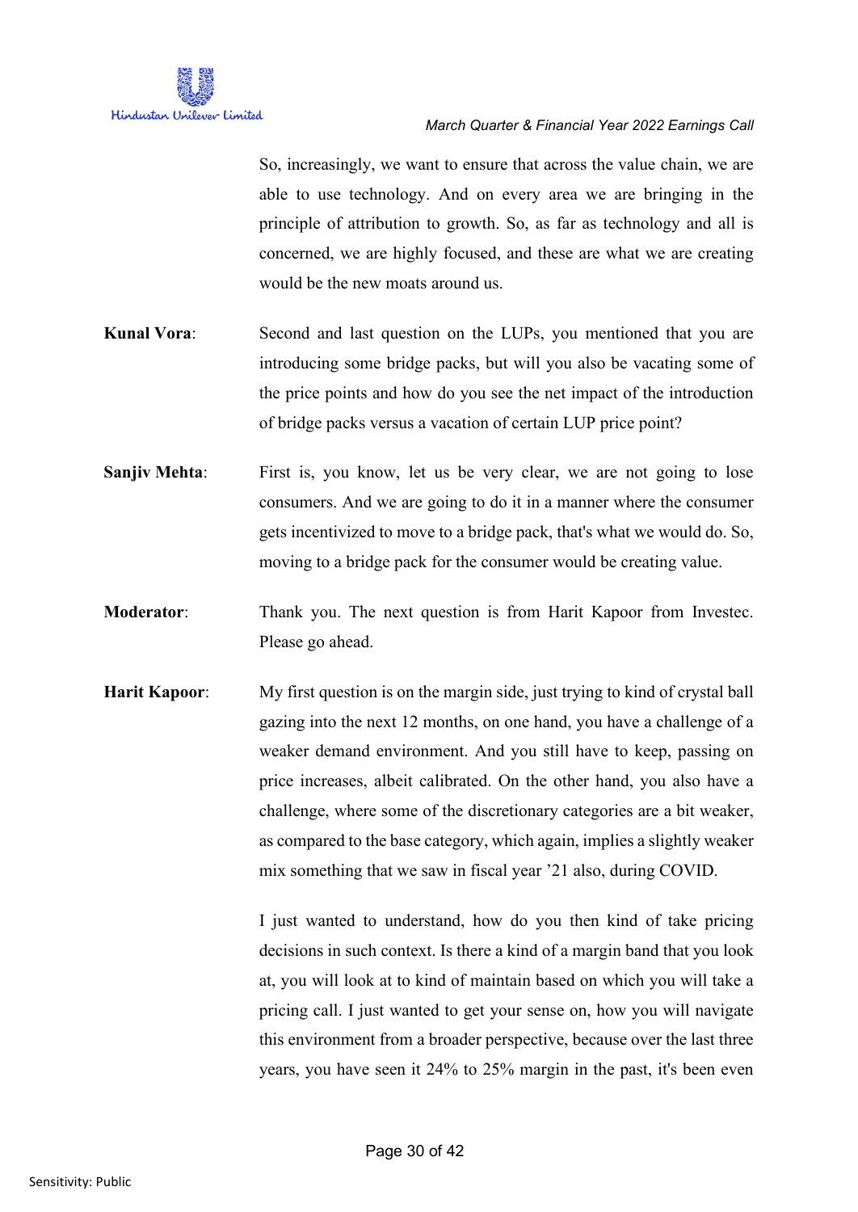So, increasingly, we want to ensure that across the value chain, we are able to use technology. And on every area we are bringing in the principle of attribution to growth. So, as far as technology and all is concerned, we are highly focused, and these are what we are creating would be the new moats around us.

**Kunal Vora**: Second and last question on the LUPs, you mentioned that you are introducing some bridge packs, but will you also be vacating some of the price points and how do you see the net impact of the introduction of bridge packs versus a vacation of certain LUP price point?

**Sanjiv Mehta**: First is, you know, let us be very clear, we are not going to lose consumers. And we are going to do it in a manner where the consumer gets incentivized to move to a bridge pack, that's what we would do. So, moving to a bridge pack for the consumer would be creating value.

**Moderator**: Thank you. The next question is from Harit Kapoor from Investec. Please go ahead.

**Harit Kapoor**: My first question is on the margin side, just trying to kind of crystal ball gazing into the next 12 months, on one hand, you have a challenge of a weaker demand environment. And you still have to keep, passing on price increases, albeit calibrated. On the other hand, you also have a challenge, where some of the discretionary categories are a bit weaker, as compared to the base category, which again, implies a slightly weaker mix something that we saw in fiscal year '21 also, during COVID.

I just wanted to understand, how do you then kind of take pricing decisions in such context. Is there a kind of a margin band that you look at, you will look at to kind of maintain based on which you will take a pricing call. I just wanted to get your sense on, how you will navigate this environment from a broader perspective, because over the last three years, you have seen it 24% to 25% margin in the past, it's been even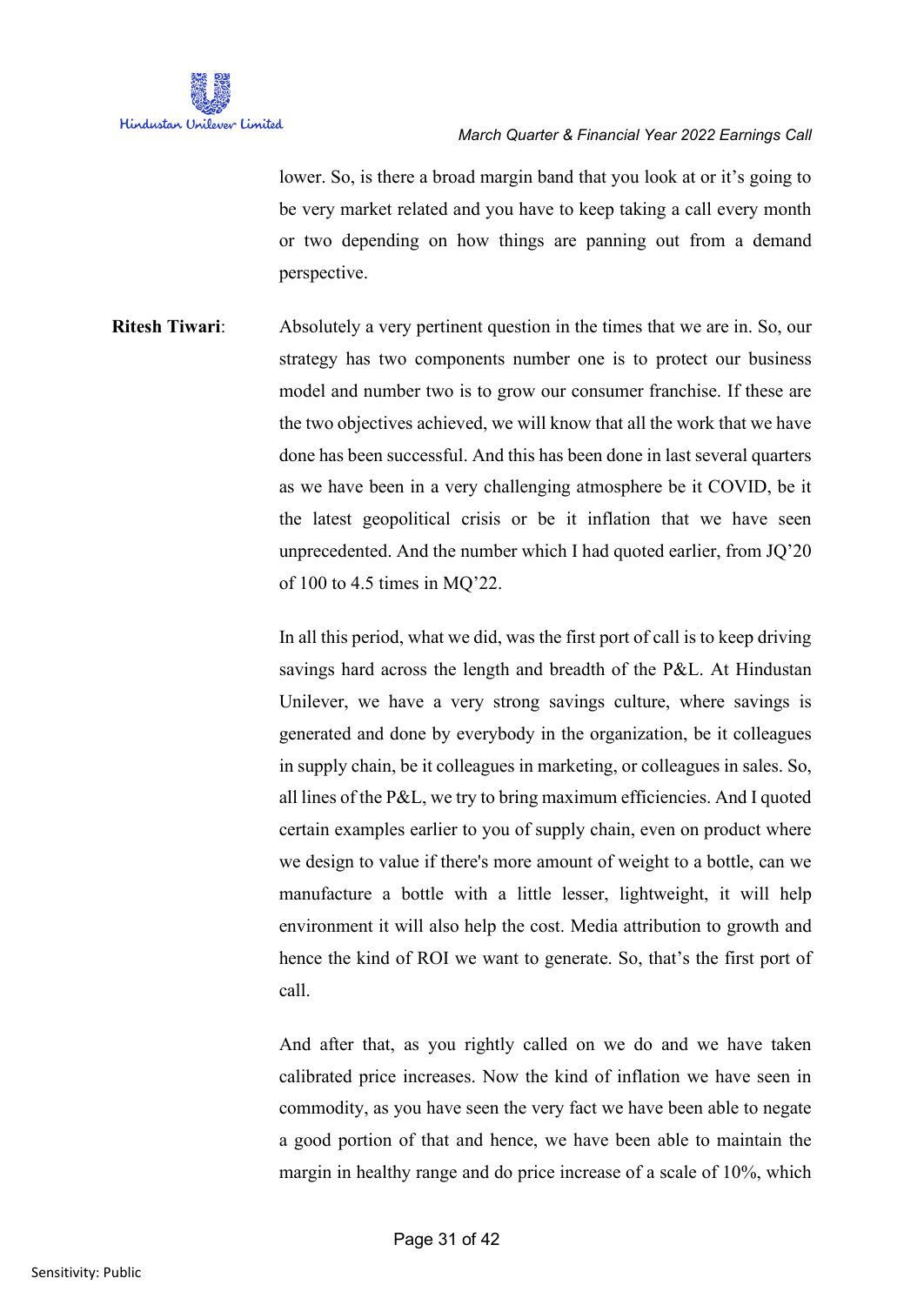lower. So, is there a broad margin band that you look at or it's going to be very market related and you have to keep taking a call every month or two depending on how things are panning out from a demand perspective.

**Ritesh Tiwari**: Absolutely a very pertinent question in the times that we are in. So, our strategy has two components number one is to protect our business model and number two is to grow our consumer franchise. If these are the two objectives achieved, we will know that all the work that we have done has been successful. And this has been done in last several quarters as we have been in a very challenging atmosphere be it COVID, be it the latest geopolitical crisis or be it inflation that we have seen unprecedented. And the number which I had quoted earlier, from JQ'20 of 100 to 4.5 times in MQ'22.

In all this period, what we did, was the first port of call is to keep driving savings hard across the length and breadth of the P&L. At Hindustan Unilever, we have a very strong savings culture, where savings is generated and done by everybody in the organization, be it colleagues in supply chain, be it colleagues in marketing, or colleagues in sales. So, all lines of the P&L, we try to bring maximum efficiencies. And I quoted certain examples earlier to you of supply chain, even on product where we design to value if there's more amount of weight to a bottle, can we manufacture a bottle with a little lesser, lightweight, it will help environment it will also help the cost. Media attribution to growth and hence the kind of ROI we want to generate. So, that's the first port of call.

And after that, as you rightly called on we do and we have taken calibrated price increases. Now the kind of inflation we have seen in commodity, as you have seen the very fact we have been able to negate a good portion of that and hence, we have been able to maintain the margin in healthy range and do price increase of a scale of 10%, which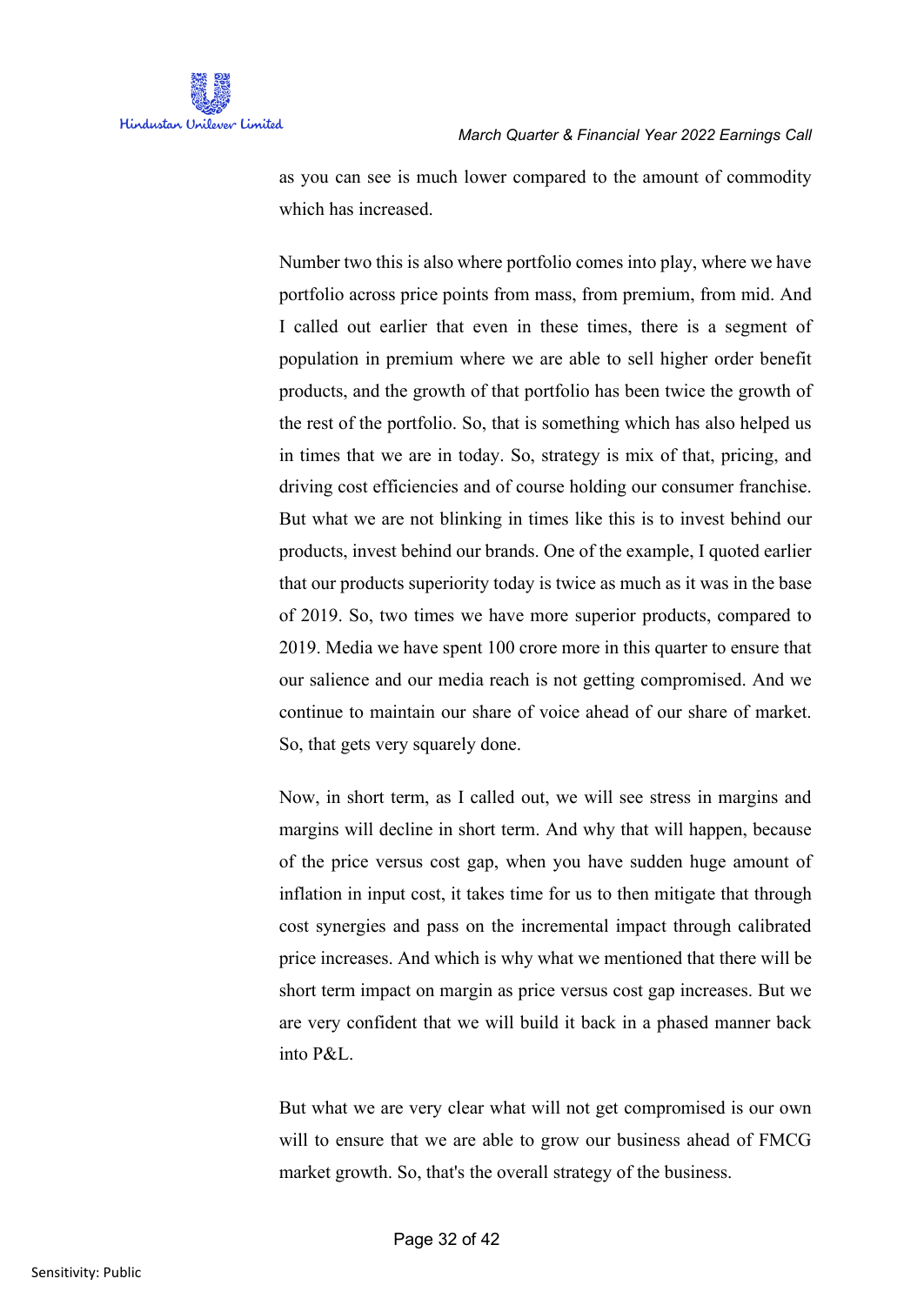as you can see is much lower compared to the amount of commodity which has increased.

Number two this is also where portfolio comes into play, where we have portfolio across price points from mass, from premium, from mid. And I called out earlier that even in these times, there is a segment of population in premium where we are able to sell higher order benefit products, and the growth of that portfolio has been twice the growth of the rest of the portfolio. So, that is something which has also helped us in times that we are in today. So, strategy is mix of that, pricing, and driving cost efficiencies and of course holding our consumer franchise. But what we are not blinking in times like this is to invest behind our products, invest behind our brands. One of the example, I quoted earlier that our products superiority today is twice as much as it was in the base of 2019. So, two times we have more superior products, compared to 2019. Media we have spent 100 crore more in this quarter to ensure that our salience and our media reach is not getting compromised. And we continue to maintain our share of voice ahead of our share of market. So, that gets very squarely done.

Now, in short term, as I called out, we will see stress in margins and margins will decline in short term. And why that will happen, because of the price versus cost gap, when you have sudden huge amount of inflation in input cost, it takes time for us to then mitigate that through cost synergies and pass on the incremental impact through calibrated price increases. And which is why what we mentioned that there will be short term impact on margin as price versus cost gap increases. But we are very confident that we will build it back in a phased manner back into P&L.

But what we are very clear what will not get compromised is our own will to ensure that we are able to grow our business ahead of FMCG market growth. So, that's the overall strategy of the business.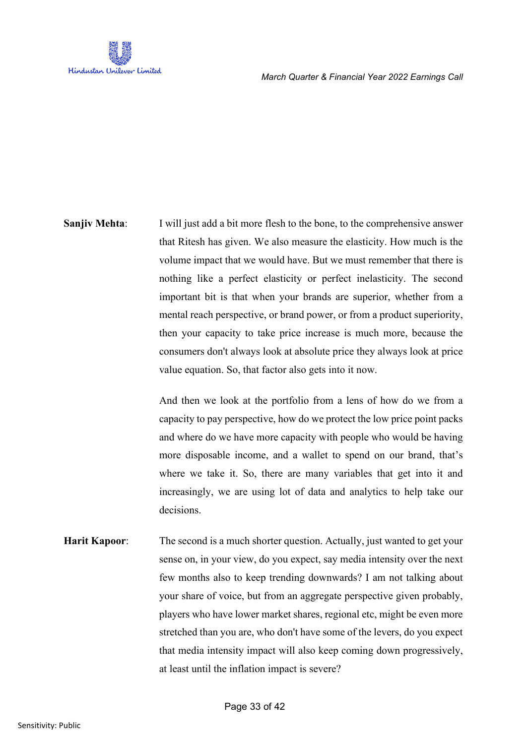**Sanjiv Mehta**: I will just add a bit more flesh to the bone, to the comprehensive answer that Ritesh has given. We also measure the elasticity. How much is the volume impact that we would have. But we must remember that there is nothing like a perfect elasticity or perfect inelasticity. The second important bit is that when your brands are superior, whether from a mental reach perspective, or brand power, or from a product superiority, then your capacity to take price increase is much more, because the consumers don't always look at absolute price they always look at price value equation. So, that factor also gets into it now.

And then we look at the portfolio from a lens of how do we from a capacity to pay perspective, how do we protect the low price point packs and where do we have more capacity with people who would be having more disposable income, and a wallet to spend on our brand, that's where we take it. So, there are many variables that get into it and increasingly, we are using lot of data and analytics to help take our decisions.

**Harit Kapoor**: The second is a much shorter question. Actually, just wanted to get your sense on, in your view, do you expect, say media intensity over the next few months also to keep trending downwards? I am not talking about your share of voice, but from an aggregate perspective given probably, players who have lower market shares, regional etc, might be even more stretched than you are, who don't have some of the levers, do you expect that media intensity impact will also keep coming down progressively, at least until the inflation impact is severe?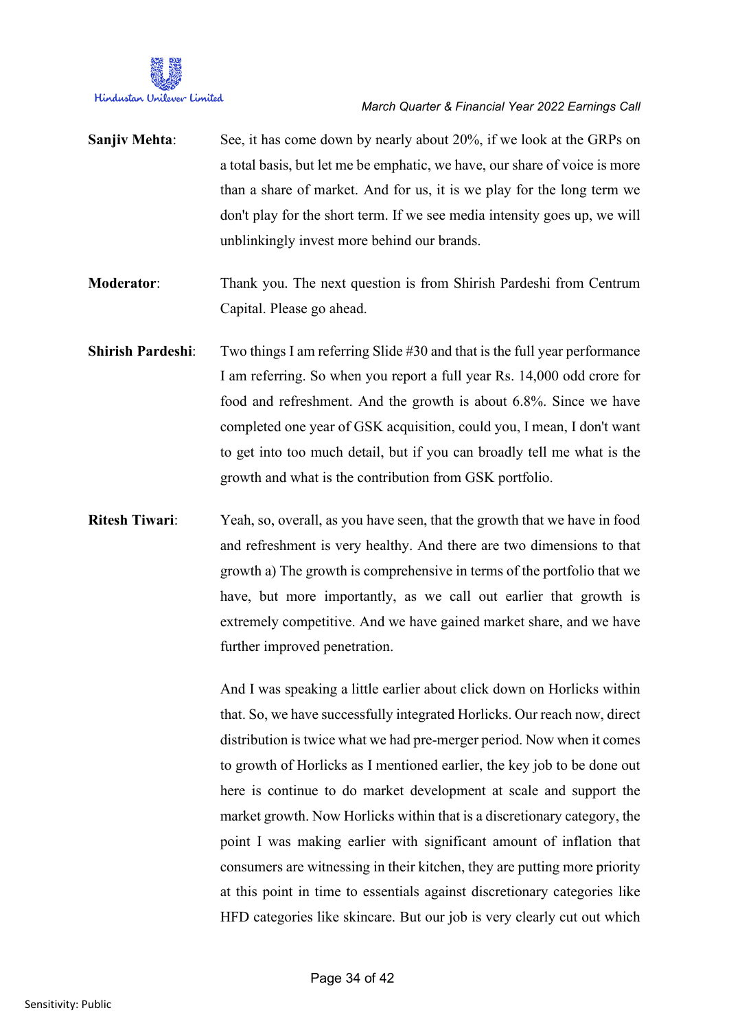**Sanjiv Mehta**: See, it has come down by nearly about 20%, if we look at the GRPs on a total basis, but let me be emphatic, we have, our share of voice is more than a share of market. And for us, it is we play for the long term we don't play for the short term. If we see media intensity goes up, we will unblinkingly invest more behind our brands.

**Moderator**: Thank you. The next question is from Shirish Pardeshi from Centrum Capital. Please go ahead.

**Shirish Pardeshi**: Two things I am referring Slide #30 and that is the full year performance I am referring. So when you report a full year Rs. 14,000 odd crore for food and refreshment. And the growth is about 6.8%. Since we have completed one year of GSK acquisition, could you, I mean, I don't want to get into too much detail, but if you can broadly tell me what is the growth and what is the contribution from GSK portfolio.

**Ritesh Tiwari**: Yeah, so, overall, as you have seen, that the growth that we have in food and refreshment is very healthy. And there are two dimensions to that growth a) The growth is comprehensive in terms of the portfolio that we have, but more importantly, as we call out earlier that growth is extremely competitive. And we have gained market share, and we have further improved penetration.

And I was speaking a little earlier about click down on Horlicks within that. So, we have successfully integrated Horlicks. Our reach now, direct distribution is twice what we had pre-merger period. Now when it comes to growth of Horlicks as I mentioned earlier, the key job to be done out here is continue to do market development at scale and support the market growth. Now Horlicks within that is a discretionary category, the point I was making earlier with significant amount of inflation that consumers are witnessing in their kitchen, they are putting more priority at this point in time to essentials against discretionary categories like HFD categories like skincare. But our job is very clearly cut out which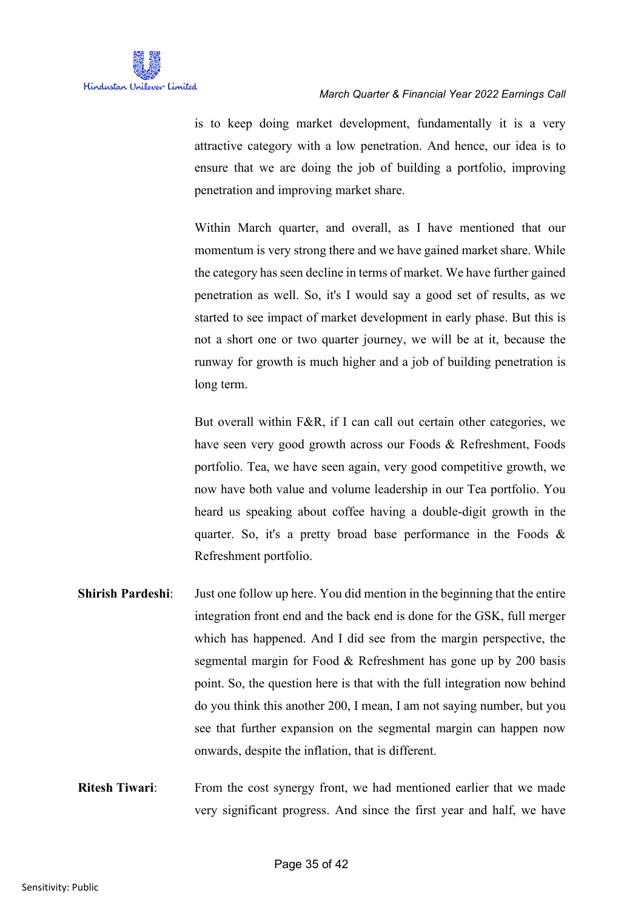is to keep doing market development, fundamentally it is a very attractive category with a low penetration. And hence, our idea is to ensure that we are doing the job of building a portfolio, improving penetration and improving market share.

Within March quarter, and overall, as I have mentioned that our momentum is very strong there and we have gained market share. While the category has seen decline in terms of market. We have further gained penetration as well. So, it's I would say a good set of results, as we started to see impact of market development in early phase. But this is not a short one or two quarter journey, we will be at it, because the runway for growth is much higher and a job of building penetration is long term.

But overall within F&R, if I can call out certain other categories, we have seen very good growth across our Foods & Refreshment, Foods portfolio. Tea, we have seen again, very good competitive growth, we now have both value and volume leadership in our Tea portfolio. You heard us speaking about coffee having a double-digit growth in the quarter. So, it's a pretty broad base performance in the Foods & Refreshment portfolio.

**Shirish Pardeshi**: Just one follow up here. You did mention in the beginning that the entire integration front end and the back end is done for the GSK, full merger which has happened. And I did see from the margin perspective, the segmental margin for Food & Refreshment has gone up by 200 basis point. So, the question here is that with the full integration now behind do you think this another 200, I mean, I am not saying number, but you see that further expansion on the segmental margin can happen now onwards, despite the inflation, that is different.

**Ritesh Tiwari**: From the cost synergy front, we had mentioned earlier that we made very significant progress. And since the first year and half, we have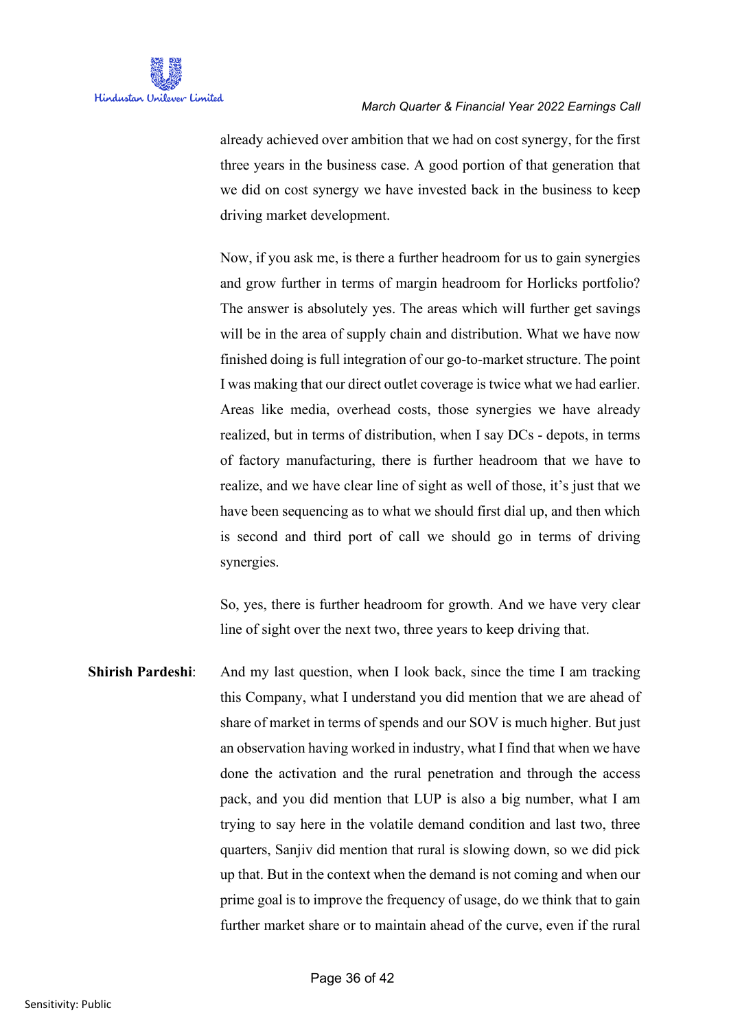already achieved over ambition that we had on cost synergy, for the first three years in the business case. A good portion of that generation that we did on cost synergy we have invested back in the business to keep driving market development.

Now, if you ask me, is there a further headroom for us to gain synergies and grow further in terms of margin headroom for Horlicks portfolio? The answer is absolutely yes. The areas which will further get savings will be in the area of supply chain and distribution. What we have now finished doing is full integration of our go-to-market structure. The point I was making that our direct outlet coverage is twice what we had earlier. Areas like media, overhead costs, those synergies we have already realized, but in terms of distribution, when I say DCs - depots, in terms of factory manufacturing, there is further headroom that we have to realize, and we have clear line of sight as well of those, it's just that we have been sequencing as to what we should first dial up, and then which is second and third port of call we should go in terms of driving synergies.

So, yes, there is further headroom for growth. And we have very clear line of sight over the next two, three years to keep driving that.

**Shirish Pardeshi**: And my last question, when I look back, since the time I am tracking this Company, what I understand you did mention that we are ahead of share of market in terms of spends and our SOV is much higher. But just an observation having worked in industry, what I find that when we have done the activation and the rural penetration and through the access pack, and you did mention that LUP is also a big number, what I am trying to say here in the volatile demand condition and last two, three quarters, Sanjiv did mention that rural is slowing down, so we did pick up that. But in the context when the demand is not coming and when our prime goal is to improve the frequency of usage, do we think that to gain further market share or to maintain ahead of the curve, even if the rural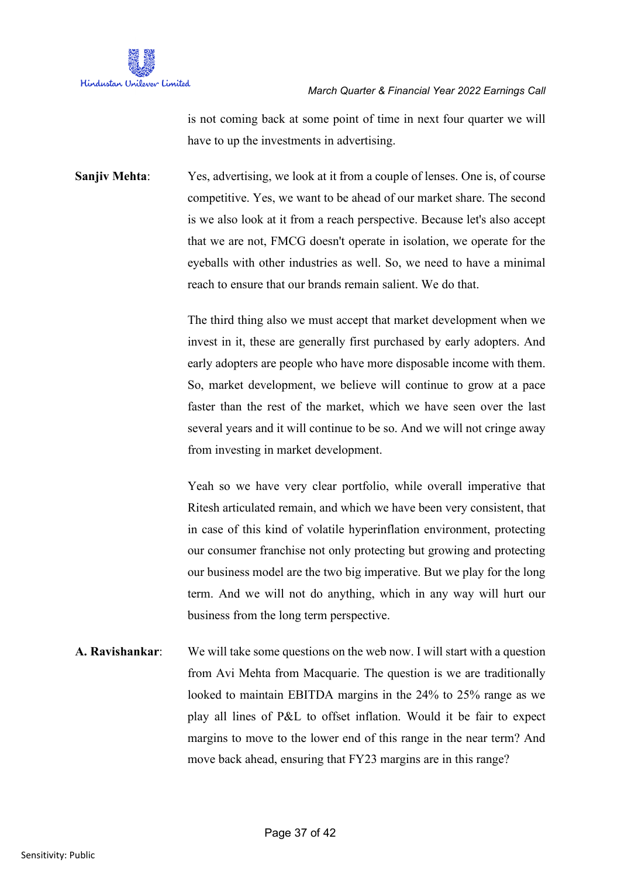is not coming back at some point of time in next four quarter we will have to up the investments in advertising.

**Sanjiv Mehta**: Yes, advertising, we look at it from a couple of lenses. One is, of course competitive. Yes, we want to be ahead of our market share. The second is we also look at it from a reach perspective. Because let's also accept that we are not, FMCG doesn't operate in isolation, we operate for the eyeballs with other industries as well. So, we need to have a minimal reach to ensure that our brands remain salient. We do that.

The third thing also we must accept that market development when we invest in it, these are generally first purchased by early adopters. And early adopters are people who have more disposable income with them. So, market development, we believe will continue to grow at a pace faster than the rest of the market, which we have seen over the last several years and it will continue to be so. And we will not cringe away from investing in market development.

Yeah so we have very clear portfolio, while overall imperative that Ritesh articulated remain, and which we have been very consistent, that in case of this kind of volatile hyperinflation environment, protecting our consumer franchise not only protecting but growing and protecting our business model are the two big imperative. But we play for the long term. And we will not do anything, which in any way will hurt our business from the long term perspective.

**A. Ravishankar**: We will take some questions on the web now. I will start with a question from Avi Mehta from Macquarie. The question is we are traditionally looked to maintain EBITDA margins in the 24% to 25% range as we play all lines of P&L to offset inflation. Would it be fair to expect margins to move to the lower end of this range in the near term? And move back ahead, ensuring that FY23 margins are in this range?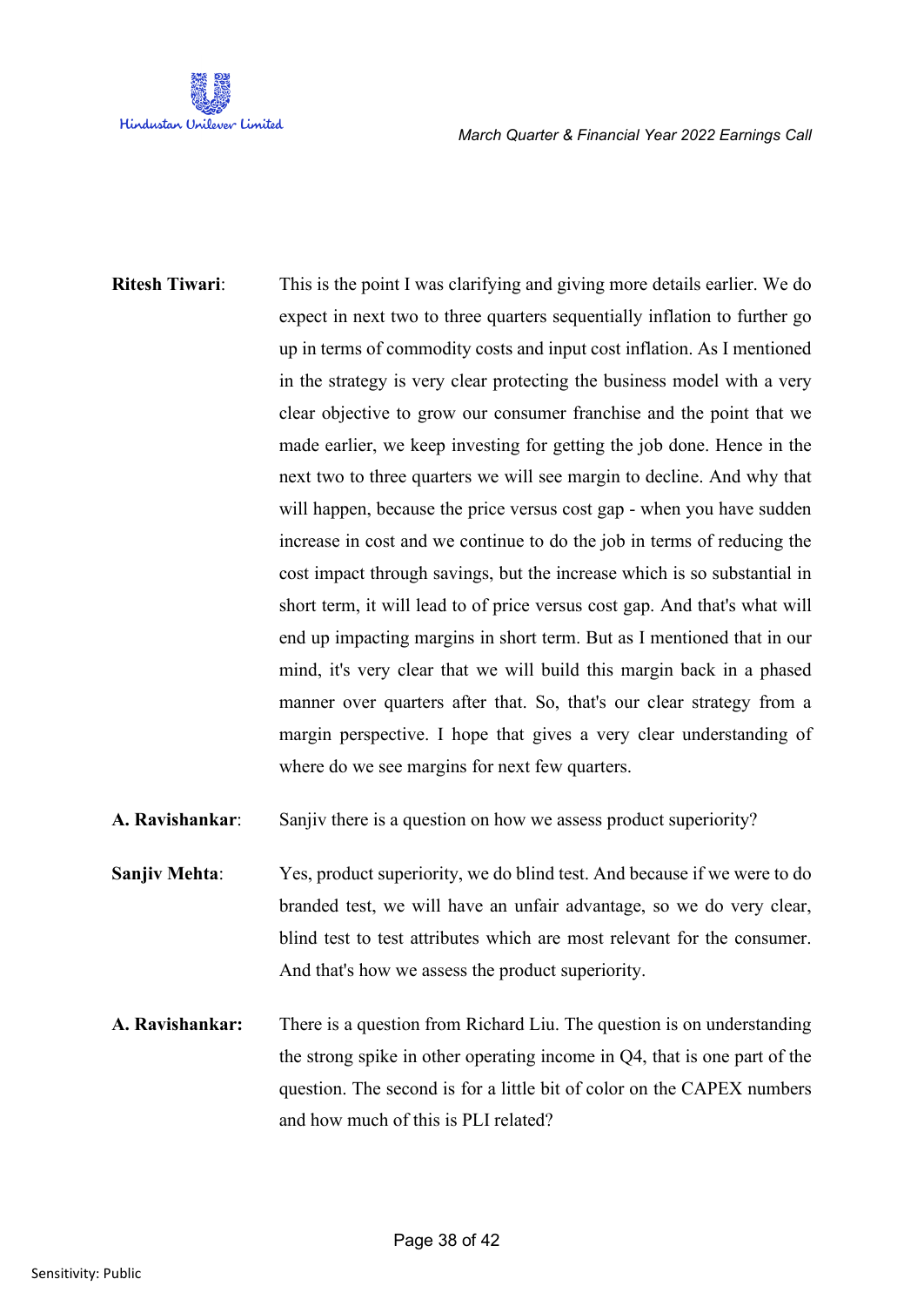**Ritesh Tiwari**: This is the point I was clarifying and giving more details earlier. We do expect in next two to three quarters sequentially inflation to further go up in terms of commodity costs and input cost inflation. As I mentioned in the strategy is very clear protecting the business model with a very clear objective to grow our consumer franchise and the point that we made earlier, we keep investing for getting the job done. Hence in the next two to three quarters we will see margin to decline. And why that will happen, because the price versus cost gap - when you have sudden increase in cost and we continue to do the job in terms of reducing the cost impact through savings, but the increase which is so substantial in short term, it will lead to of price versus cost gap. And that's what will end up impacting margins in short term. But as I mentioned that in our mind, it's very clear that we will build this margin back in a phased manner over quarters after that. So, that's our clear strategy from a margin perspective. I hope that gives a very clear understanding of where do we see margins for next few quarters.

**A. Ravishankar**: Sanjiv there is a question on how we assess product superiority?

**Sanjiv Mehta**: Yes, product superiority, we do blind test. And because if we were to do branded test, we will have an unfair advantage, so we do very clear, blind test to test attributes which are most relevant for the consumer. And that's how we assess the product superiority.

**A. Ravishankar:** There is a question from Richard Liu. The question is on understanding the strong spike in other operating income in Q4, that is one part of the question. The second is for a little bit of color on the CAPEX numbers and how much of this is PLI related?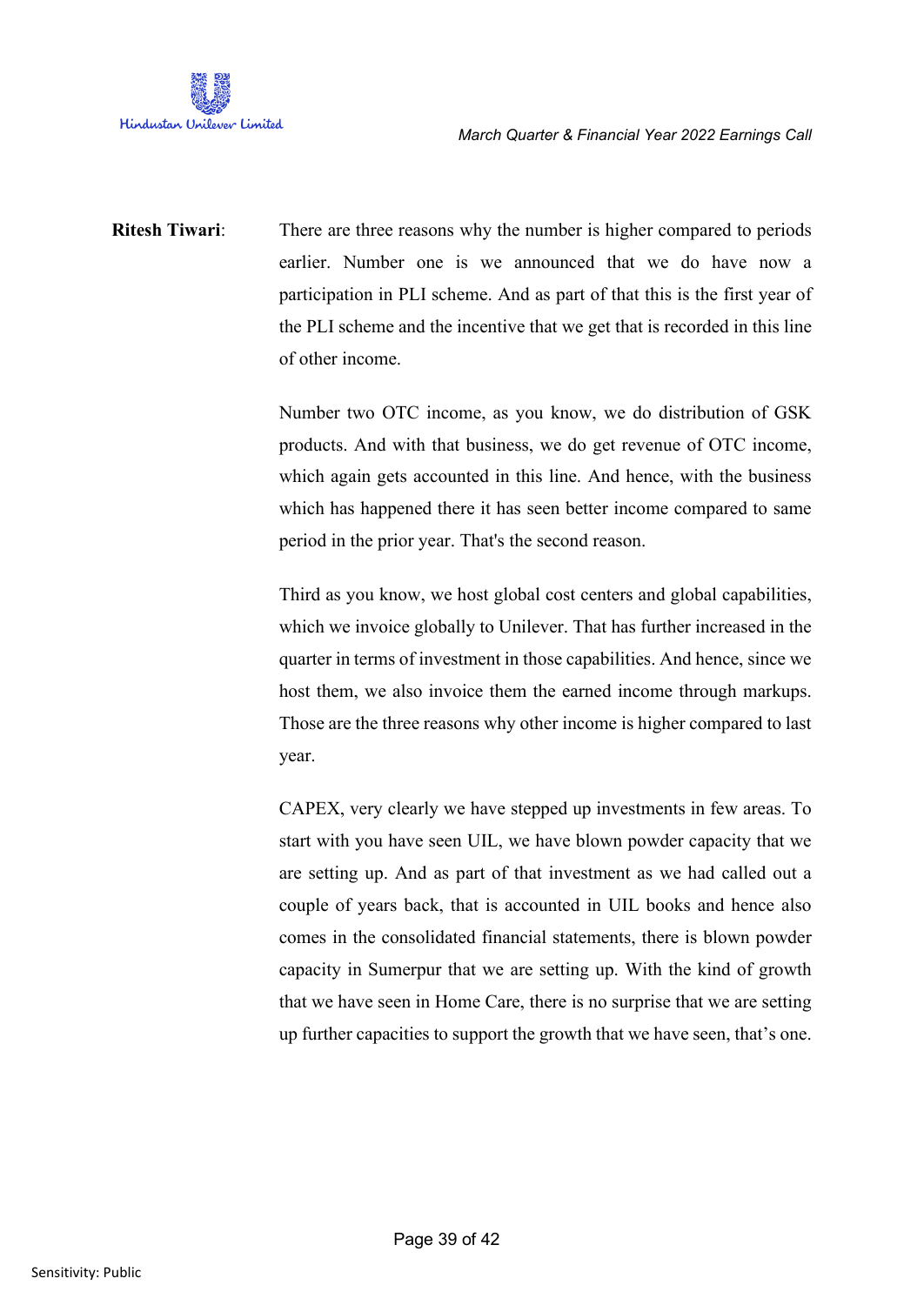**Ritesh Tiwari**: There are three reasons why the number is higher compared to periods earlier. Number one is we announced that we do have now a participation in PLI scheme. And as part of that this is the first year of the PLI scheme and the incentive that we get that is recorded in this line of other income.

Number two OTC income, as you know, we do distribution of GSK products. And with that business, we do get revenue of OTC income, which again gets accounted in this line. And hence, with the business which has happened there it has seen better income compared to same period in the prior year. That's the second reason.

Third as you know, we host global cost centers and global capabilities, which we invoice globally to Unilever. That has further increased in the quarter in terms of investment in those capabilities. And hence, since we host them, we also invoice them the earned income through markups. Those are the three reasons why other income is higher compared to last year.

CAPEX, very clearly we have stepped up investments in few areas. To start with you have seen UIL, we have blown powder capacity that we are setting up. And as part of that investment as we had called out a couple of years back, that is accounted in UIL books and hence also comes in the consolidated financial statements, there is blown powder capacity in Sumerpur that we are setting up. With the kind of growth that we have seen in Home Care, there is no surprise that we are setting up further capacities to support the growth that we have seen, that's one.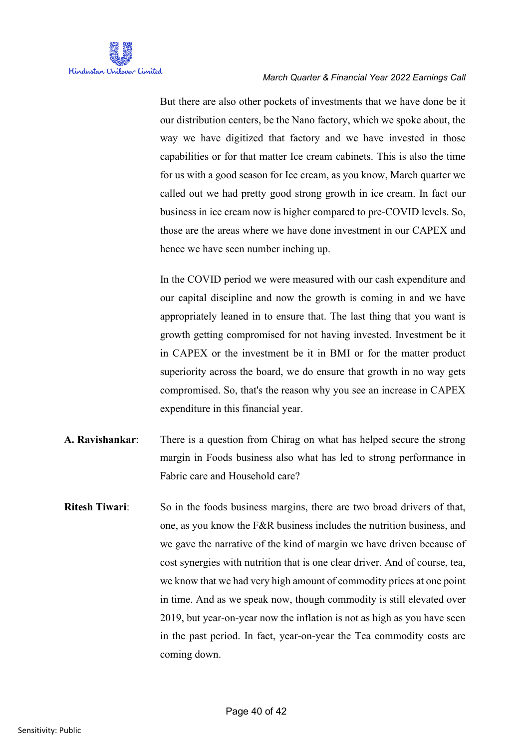But there are also other pockets of investments that we have done be it our distribution centers, be the Nano factory, which we spoke about, the way we have digitized that factory and we have invested in those capabilities or for that matter Ice cream cabinets. This is also the time for us with a good season for Ice cream, as you know, March quarter we called out we had pretty good strong growth in ice cream. In fact our business in ice cream now is higher compared to pre-COVID levels. So, those are the areas where we have done investment in our CAPEX and hence we have seen number inching up.

In the COVID period we were measured with our cash expenditure and our capital discipline and now the growth is coming in and we have appropriately leaned in to ensure that. The last thing that you want is growth getting compromised for not having invested. Investment be it in CAPEX or the investment be it in BMI or for the matter product superiority across the board, we do ensure that growth in no way gets compromised. So, that's the reason why you see an increase in CAPEX expenditure in this financial year.

**A. Ravishankar**: There is a question from Chirag on what has helped secure the strong margin in Foods business also what has led to strong performance in Fabric care and Household care?

**Ritesh Tiwari**: So in the foods business margins, there are two broad drivers of that, one, as you know the F&R business includes the nutrition business, and we gave the narrative of the kind of margin we have driven because of cost synergies with nutrition that is one clear driver. And of course, tea, we know that we had very high amount of commodity prices at one point in time. And as we speak now, though commodity is still elevated over 2019, but year-on-year now the inflation is not as high as you have seen in the past period. In fact, year-on-year the Tea commodity costs are coming down.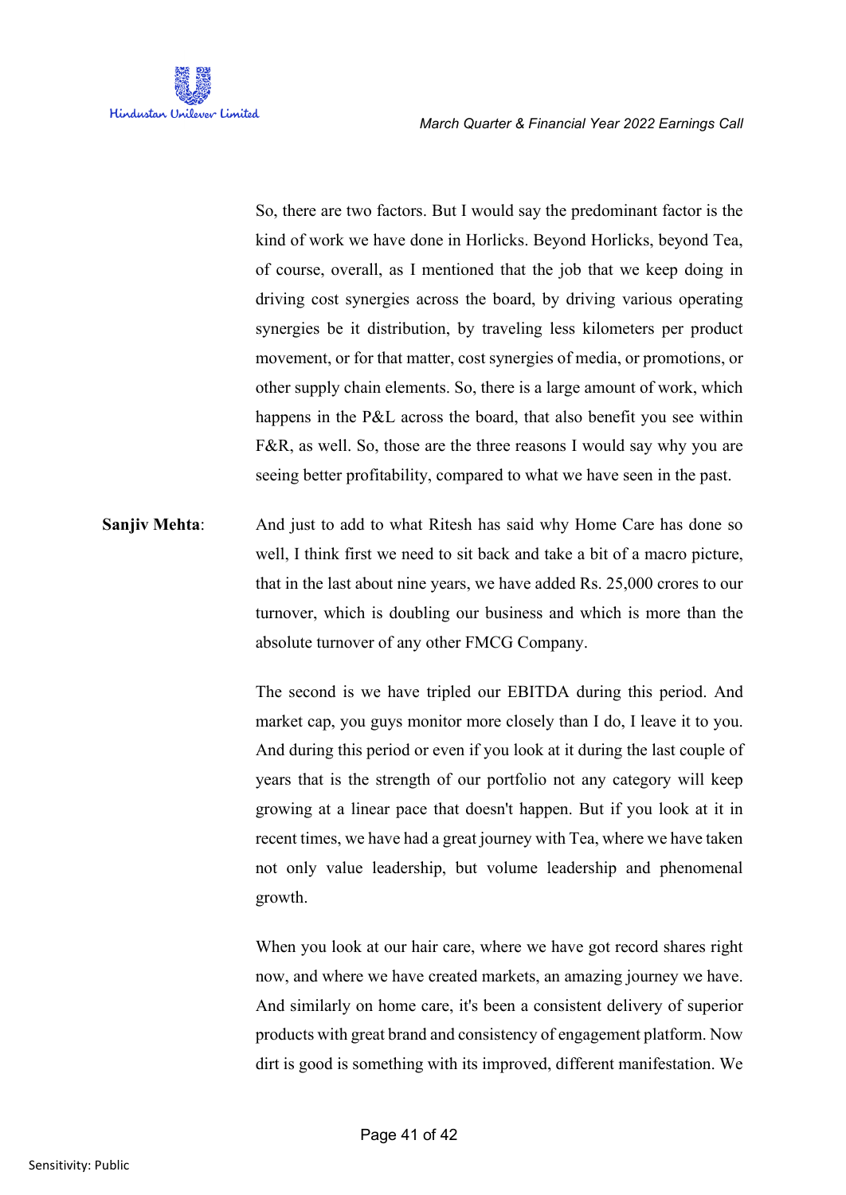So, there are two factors. But I would say the predominant factor is the kind of work we have done in Horlicks. Beyond Horlicks, beyond Tea, of course, overall, as I mentioned that the job that we keep doing in driving cost synergies across the board, by driving various operating synergies be it distribution, by traveling less kilometers per product movement, or for that matter, cost synergies of media, or promotions, or other supply chain elements. So, there is a large amount of work, which happens in the P&L across the board, that also benefit you see within F&R, as well. So, those are the three reasons I would say why you are seeing better profitability, compared to what we have seen in the past.

**Sanjiv Mehta**: And just to add to what Ritesh has said why Home Care has done so well, I think first we need to sit back and take a bit of a macro picture, that in the last about nine years, we have added Rs. 25,000 crores to our turnover, which is doubling our business and which is more than the absolute turnover of any other FMCG Company.

The second is we have tripled our EBITDA during this period. And market cap, you guys monitor more closely than I do, I leave it to you. And during this period or even if you look at it during the last couple of years that is the strength of our portfolio not any category will keep growing at a linear pace that doesn't happen. But if you look at it in recent times, we have had a great journey with Tea, where we have taken not only value leadership, but volume leadership and phenomenal growth.

When you look at our hair care, where we have got record shares right now, and where we have created markets, an amazing journey we have. And similarly on home care, it's been a consistent delivery of superior products with great brand and consistency of engagement platform. Now dirt is good is something with its improved, different manifestation. We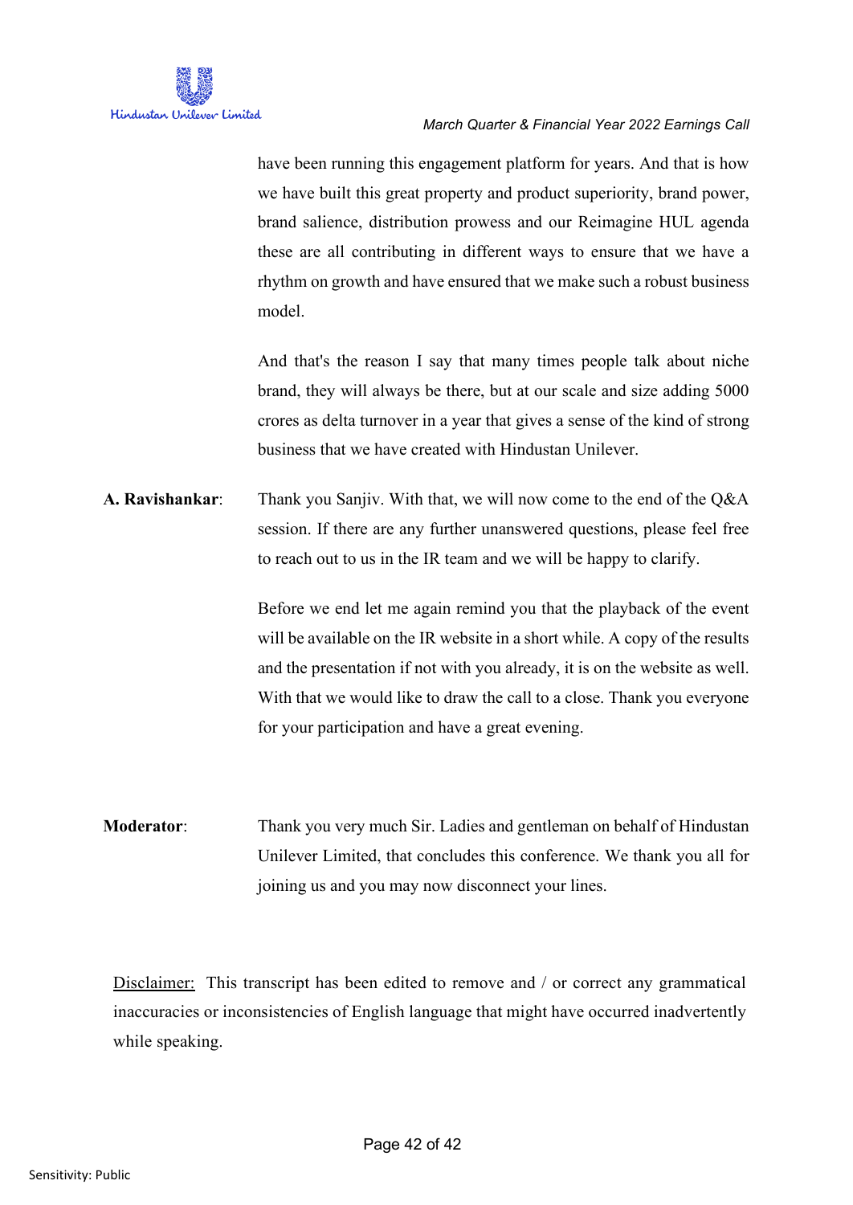have been running this engagement platform for years. And that is how we have built this great property and product superiority, brand power, brand salience, distribution prowess and our Reimagine HUL agenda these are all contributing in different ways to ensure that we have a rhythm on growth and have ensured that we make such a robust business model.

And that's the reason I say that many times people talk about niche brand, they will always be there, but at our scale and size adding 5000 crores as delta turnover in a year that gives a sense of the kind of strong business that we have created with Hindustan Unilever.

**A. Ravishankar**: Thank you Sanjiv. With that, we will now come to the end of the Q&A session. If there are any further unanswered questions, please feel free to reach out to us in the IR team and we will be happy to clarify.

Before we end let me again remind you that the playback of the event will be available on the IR website in a short while. A copy of the results and the presentation if not with you already, it is on the website as well. With that we would like to draw the call to a close. Thank you everyone for your participation and have a great evening.

**Moderator**: Thank you very much Sir. Ladies and gentleman on behalf of Hindustan Unilever Limited, that concludes this conference. We thank you all for joining us and you may now disconnect your lines.

Disclaimer: This transcript has been edited to remove and / or correct any grammatical inaccuracies or inconsistencies of English language that might have occurred inadvertently while speaking.